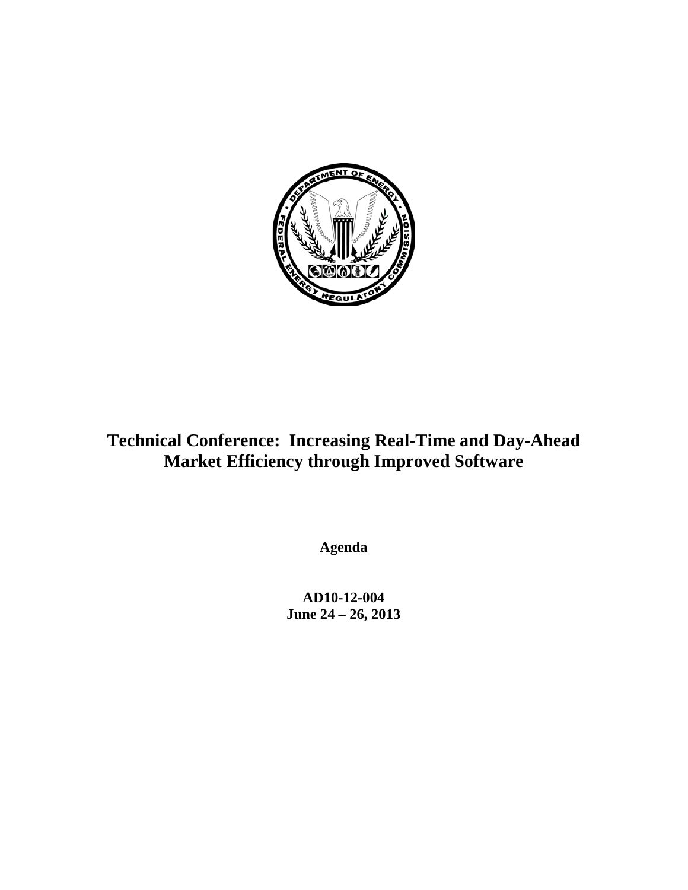# Technical Conference: Increasing Real-Time and Day-Ahead Market Efficiency through Improved Software

**Agenda**

**AD10-12-004**
**June 24 – 26, 2013**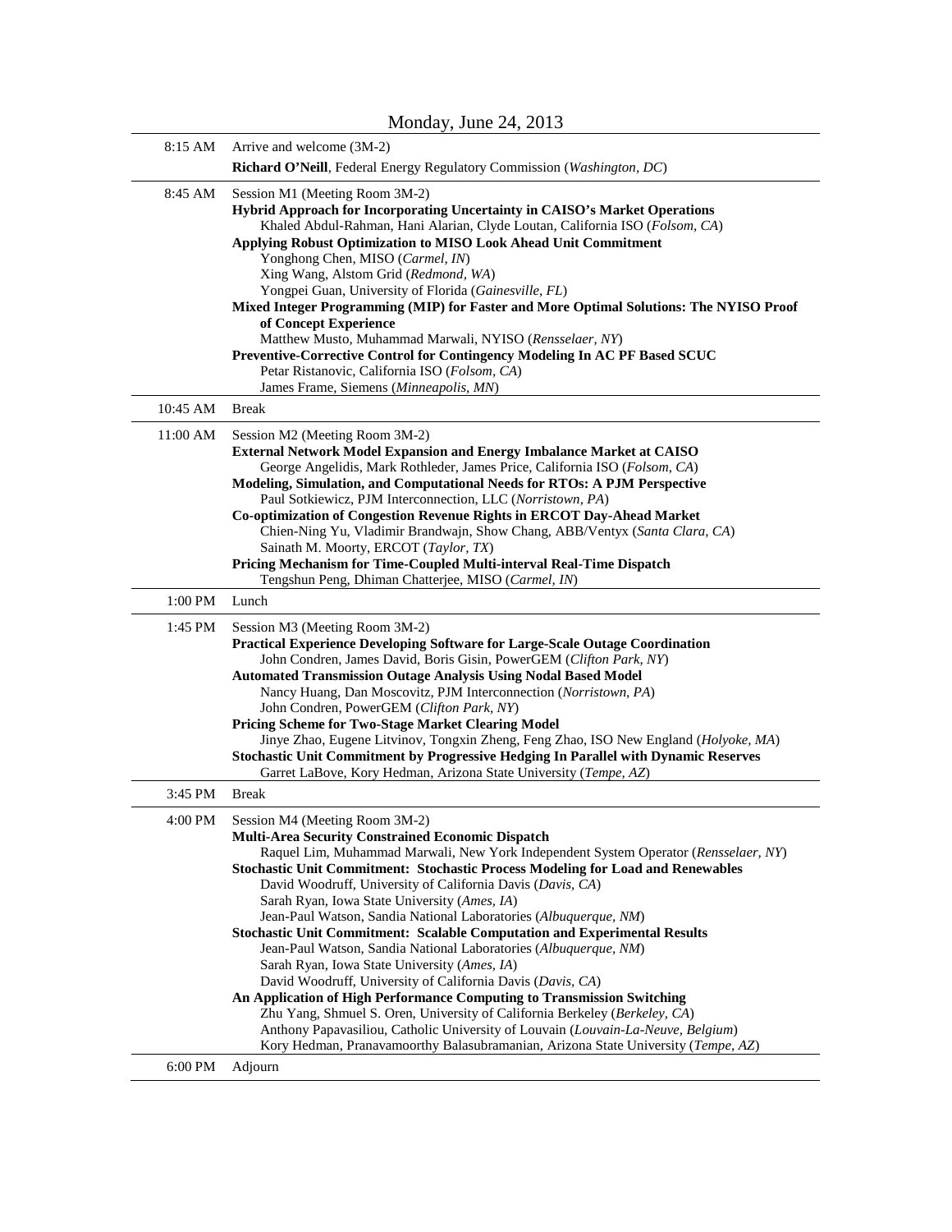# Monday, June 24, 2013

| | |
|---|---|
| 8:15 AM | Arrive and welcome (3M-2)<br>**Richard O'Neill**, Federal Energy Regulatory Commission (*Washington, DC*) |
| 8:45 AM | Session M1 (Meeting Room 3M-2)<br>**Hybrid Approach for Incorporating Uncertainty in CAISO's Market Operations**<br>Khaled Abdul-Rahman, Hani Alarian, Clyde Loutan, California ISO (*Folsom, CA*)<br>**Applying Robust Optimization to MISO Look Ahead Unit Commitment**<br>Yonghong Chen, MISO (*Carmel, IN*)<br>Xing Wang, Alstom Grid (*Redmond, WA*)<br>Yongpei Guan, University of Florida (*Gainesville, FL*)<br>**Mixed Integer Programming (MIP) for Faster and More Optimal Solutions: The NYISO Proof of Concept Experience**<br>Matthew Musto, Muhammad Marwali, NYISO (*Rensselaer, NY*)<br>**Preventive-Corrective Control for Contingency Modeling In AC PF Based SCUC**<br>Petar Ristanovic, California ISO (*Folsom, CA*)<br>James Frame, Siemens (*Minneapolis, MN*) |
| 10:45 AM | Break |
| 11:00 AM | Session M2 (Meeting Room 3M-2)<br>**External Network Model Expansion and Energy Imbalance Market at CAISO**<br>George Angelidis, Mark Rothleder, James Price, California ISO (*Folsom, CA*)<br>**Modeling, Simulation, and Computational Needs for RTOs: A PJM Perspective**<br>Paul Sotkiewicz, PJM Interconnection, LLC (*Norristown, PA*)<br>**Co-optimization of Congestion Revenue Rights in ERCOT Day-Ahead Market**<br>Chien-Ning Yu, Vladimir Brandwajn, Show Chang, ABB/Ventyx (*Santa Clara, CA*)<br>Sainath M. Moorty, ERCOT (*Taylor, TX*)<br>**Pricing Mechanism for Time-Coupled Multi-interval Real-Time Dispatch**<br>Tengshun Peng, Dhiman Chatterjee, MISO (*Carmel, IN*) |
| 1:00 PM | Lunch |
| 1:45 PM | Session M3 (Meeting Room 3M-2)<br>**Practical Experience Developing Software for Large-Scale Outage Coordination**<br>John Condren, James David, Boris Gisin, PowerGEM (*Clifton Park, NY*)<br>**Automated Transmission Outage Analysis Using Nodal Based Model**<br>Nancy Huang, Dan Moscovitz, PJM Interconnection (*Norristown, PA*)<br>John Condren, PowerGEM (*Clifton Park, NY*)<br>**Pricing Scheme for Two-Stage Market Clearing Model**<br>Jinye Zhao, Eugene Litvinov, Tongxin Zheng, Feng Zhao, ISO New England (*Holyoke, MA*)<br>**Stochastic Unit Commitment by Progressive Hedging In Parallel with Dynamic Reserves**<br>Garret LaBove, Kory Hedman, Arizona State University (*Tempe, AZ*) |
| 3:45 PM | Break |
| 4:00 PM | Session M4 (Meeting Room 3M-2)<br>**Multi-Area Security Constrained Economic Dispatch**<br>Raquel Lim, Muhammad Marwali, New York Independent System Operator (*Rensselaer, NY*)<br>**Stochastic Unit Commitment: Stochastic Process Modeling for Load and Renewables**<br>David Woodruff, University of California Davis (*Davis, CA*)<br>Sarah Ryan, Iowa State University (*Ames, IA*)<br>Jean-Paul Watson, Sandia National Laboratories (*Albuquerque, NM*)<br>**Stochastic Unit Commitment: Scalable Computation and Experimental Results**<br>Jean-Paul Watson, Sandia National Laboratories (*Albuquerque, NM*)<br>Sarah Ryan, Iowa State University (*Ames, IA*)<br>David Woodruff, University of California Davis (*Davis, CA*)<br>**An Application of High Performance Computing to Transmission Switching**<br>Zhu Yang, Shmuel S. Oren, University of California Berkeley (*Berkeley, CA*)<br>Anthony Papavasiliou, Catholic University of Louvain (*Louvain-La-Neuve, Belgium*)<br>Kory Hedman, Pranavamoorthy Balasubramanian, Arizona State University (*Tempe, AZ*) |
| 6:00 PM | Adjourn |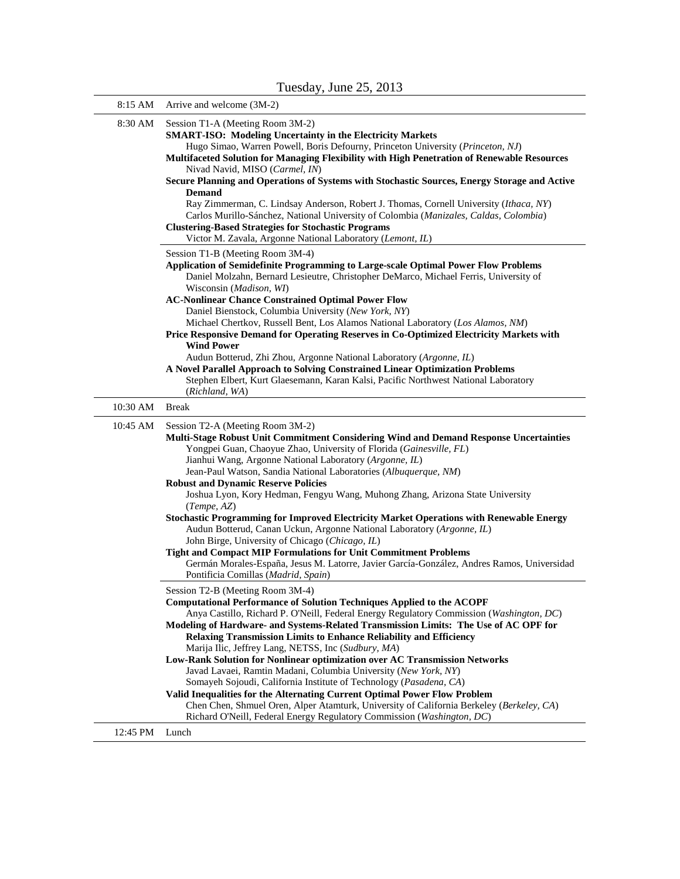# Tuesday, June 25, 2013

| | |
|---|---|
| 8:15 AM | Arrive and welcome (3M-2) |
| 8:30 AM | Session T1-A (Meeting Room 3M-2)<br>**SMART-ISO: Modeling Uncertainty in the Electricity Markets**<br>Hugo Simao, Warren Powell, Boris Defourny, Princeton University (*Princeton, NJ*)<br>**Multifaceted Solution for Managing Flexibility with High Penetration of Renewable Resources**<br>Nivad Navid, MISO (*Carmel, IN*)<br>**Secure Planning and Operations of Systems with Stochastic Sources, Energy Storage and Active Demand**<br>Ray Zimmerman, C. Lindsay Anderson, Robert J. Thomas, Cornell University (*Ithaca, NY*)<br>Carlos Murillo-Sánchez, National University of Colombia (*Manizales, Caldas, Colombia*)<br>**Clustering-Based Strategies for Stochastic Programs**<br>Victor M. Zavala, Argonne National Laboratory (*Lemont, IL*) |
| | Session T1-B (Meeting Room 3M-4)<br>**Application of Semidefinite Programming to Large-scale Optimal Power Flow Problems**<br>Daniel Molzahn, Bernard Lesieutre, Christopher DeMarco, Michael Ferris, University of Wisconsin (*Madison, WI*)<br>**AC-Nonlinear Chance Constrained Optimal Power Flow**<br>Daniel Bienstock, Columbia University (*New York, NY*)<br>Michael Chertkov, Russell Bent, Los Alamos National Laboratory (*Los Alamos, NM*)<br>**Price Responsive Demand for Operating Reserves in Co-Optimized Electricity Markets with Wind Power**<br>Audun Botterud, Zhi Zhou, Argonne National Laboratory (*Argonne, IL*)<br>**A Novel Parallel Approach to Solving Constrained Linear Optimization Problems**<br>Stephen Elbert, Kurt Glaesemann, Karan Kalsi, Pacific Northwest National Laboratory (*Richland, WA*) |
| 10:30 AM | Break |
| 10:45 AM | Session T2-A (Meeting Room 3M-2)<br>**Multi-Stage Robust Unit Commitment Considering Wind and Demand Response Uncertainties**<br>Yongpei Guan, Chaoyue Zhao, University of Florida (*Gainesville, FL*)<br>Jianhui Wang, Argonne National Laboratory (*Argonne, IL*)<br>Jean-Paul Watson, Sandia National Laboratories (*Albuquerque, NM*)<br>**Robust and Dynamic Reserve Policies**<br>Joshua Lyon, Kory Hedman, Fengyu Wang, Muhong Zhang, Arizona State University (*Tempe, AZ*)<br>**Stochastic Programming for Improved Electricity Market Operations with Renewable Energy**<br>Audun Botterud, Canan Uckun, Argonne National Laboratory (*Argonne, IL*)<br>John Birge, University of Chicago (*Chicago, IL*)<br>**Tight and Compact MIP Formulations for Unit Commitment Problems**<br>Germán Morales-España, Jesus M. Latorre, Javier García-González, Andres Ramos, Universidad Pontificia Comillas (*Madrid, Spain*) |
| | Session T2-B (Meeting Room 3M-4)<br>**Computational Performance of Solution Techniques Applied to the ACOPF**<br>Anya Castillo, Richard P. O'Neill, Federal Energy Regulatory Commission (*Washington, DC*)<br>**Modeling of Hardware- and Systems-Related Transmission Limits: The Use of AC OPF for Relaxing Transmission Limits to Enhance Reliability and Efficiency**<br>Marija Ilic, Jeffrey Lang, NETSS, Inc (*Sudbury, MA*)<br>**Low-Rank Solution for Nonlinear optimization over AC Transmission Networks**<br>Javad Lavaei, Ramtin Madani, Columbia University (*New York, NY*)<br>Somayeh Sojoudi, California Institute of Technology (*Pasadena, CA*)<br>**Valid Inequalities for the Alternating Current Optimal Power Flow Problem**<br>Chen Chen, Shmuel Oren, Alper Atamturk, University of California Berkeley (*Berkeley, CA*)<br>Richard O'Neill, Federal Energy Regulatory Commission (*Washington, DC*) |
| 12:45 PM | Lunch |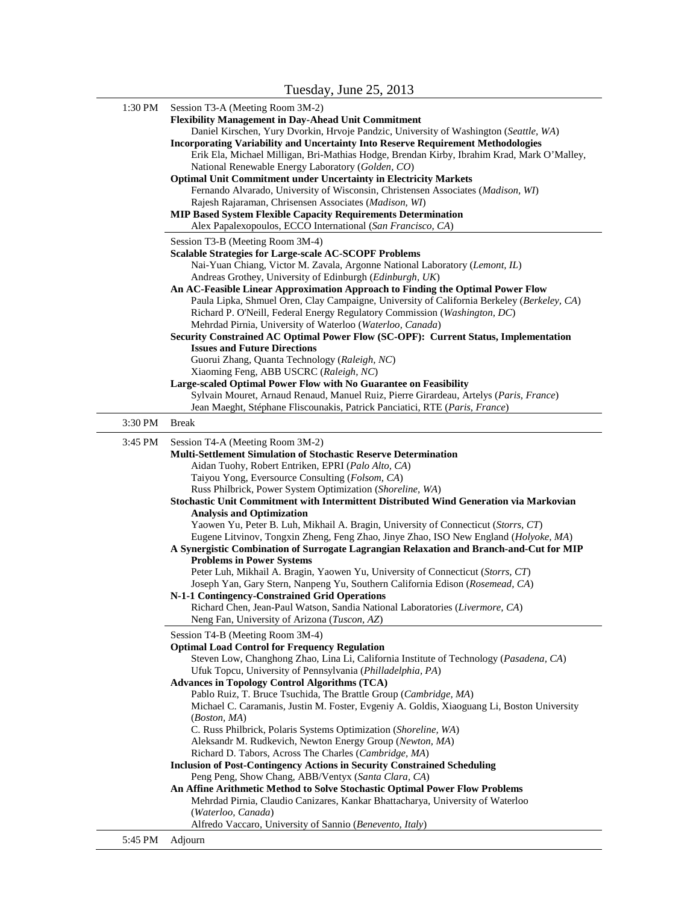## Tuesday, June 25, 2013

**1:30 PM**

Session T3-A (Meeting Room 3M-2)

**Flexibility Management in Day-Ahead Unit Commitment**
Daniel Kirschen, Yury Dvorkin, Hrvoje Pandzic, University of Washington (*Seattle, WA*)

**Incorporating Variability and Uncertainty Into Reserve Requirement Methodologies**
Erik Ela, Michael Milligan, Bri-Mathias Hodge, Brendan Kirby, Ibrahim Krad, Mark O'Malley, National Renewable Energy Laboratory (*Golden, CO*)

**Optimal Unit Commitment under Uncertainty in Electricity Markets**
Fernando Alvarado, University of Wisconsin, Christensen Associates (*Madison, WI*)
Rajesh Rajaraman, Chrisensen Associates (*Madison, WI*)

**MIP Based System Flexible Capacity Requirements Determination**
Alex Papalexopoulos, ECCO International (*San Francisco, CA*)

Session T3-B (Meeting Room 3M-4)

**Scalable Strategies for Large-scale AC-SCOPF Problems**
Nai-Yuan Chiang, Victor M. Zavala, Argonne National Laboratory (*Lemont, IL*)
Andreas Grothey, University of Edinburgh (*Edinburgh, UK*)

**An AC-Feasible Linear Approximation Approach to Finding the Optimal Power Flow**
Paula Lipka, Shmuel Oren, Clay Campaigne, University of California Berkeley (*Berkeley, CA*)
Richard P. O'Neill, Federal Energy Regulatory Commission (*Washington, DC*)
Mehrdad Pirnia, University of Waterloo (*Waterloo, Canada*)

**Security Constrained AC Optimal Power Flow (SC-OPF): Current Status, Implementation Issues and Future Directions**
Guorui Zhang, Quanta Technology (*Raleigh, NC*)
Xiaoming Feng, ABB USCRC (*Raleigh, NC*)

**Large-scaled Optimal Power Flow with No Guarantee on Feasibility**
Sylvain Mouret, Arnaud Renaud, Manuel Ruiz, Pierre Girardeau, Artelys (*Paris, France*)
Jean Maeght, Stéphane Fliscounakis, Patrick Panciatici, RTE (*Paris, France*)

**3:30 PM** Break

**3:45 PM**

Session T4-A (Meeting Room 3M-2)

**Multi-Settlement Simulation of Stochastic Reserve Determination**
Aidan Tuohy, Robert Entriken, EPRI (*Palo Alto, CA*)
Taiyou Yong, Eversource Consulting (*Folsom, CA*)
Russ Philbrick, Power System Optimization (*Shoreline, WA*)

**Stochastic Unit Commitment with Intermittent Distributed Wind Generation via Markovian Analysis and Optimization**
Yaowen Yu, Peter B. Luh, Mikhail A. Bragin, University of Connecticut (*Storrs, CT*)
Eugene Litvinov, Tongxin Zheng, Feng Zhao, Jinye Zhao, ISO New England (*Holyoke, MA*)

**A Synergistic Combination of Surrogate Lagrangian Relaxation and Branch-and-Cut for MIP Problems in Power Systems**
Peter Luh, Mikhail A. Bragin, Yaowen Yu, University of Connecticut (*Storrs, CT*)
Joseph Yan, Gary Stern, Nanpeng Yu, Southern California Edison (*Rosemead, CA*)

**N-1-1 Contingency-Constrained Grid Operations**
Richard Chen, Jean-Paul Watson, Sandia National Laboratories (*Livermore, CA*)
Neng Fan, University of Arizona (*Tuscon, AZ*)

Session T4-B (Meeting Room 3M-4)

**Optimal Load Control for Frequency Regulation**
Steven Low, Changhong Zhao, Lina Li, California Institute of Technology (*Pasadena, CA*)
Ufuk Topcu, University of Pennsylvania (*Philladelphia, PA*)

**Advances in Topology Control Algorithms (TCA)**
Pablo Ruiz, T. Bruce Tsuchida, The Brattle Group (*Cambridge, MA*)
Michael C. Caramanis, Justin M. Foster, Evgeniy A. Goldis, Xiaoguang Li, Boston University (*Boston, MA*)
C. Russ Philbrick, Polaris Systems Optimization (*Shoreline, WA*)
Aleksandr M. Rudkevich, Newton Energy Group (*Newton, MA*)
Richard D. Tabors, Across The Charles (*Cambridge, MA*)

**Inclusion of Post-Contingency Actions in Security Constrained Scheduling**
Peng Peng, Show Chang, ABB/Ventyx (*Santa Clara, CA*)

**An Affine Arithmetic Method to Solve Stochastic Optimal Power Flow Problems**
Mehrdad Pirnia, Claudio Canizares, Kankar Bhattacharya, University of Waterloo (*Waterloo, Canada*)
Alfredo Vaccaro, University of Sannio (*Benevento, Italy*)

**5:45 PM** Adjourn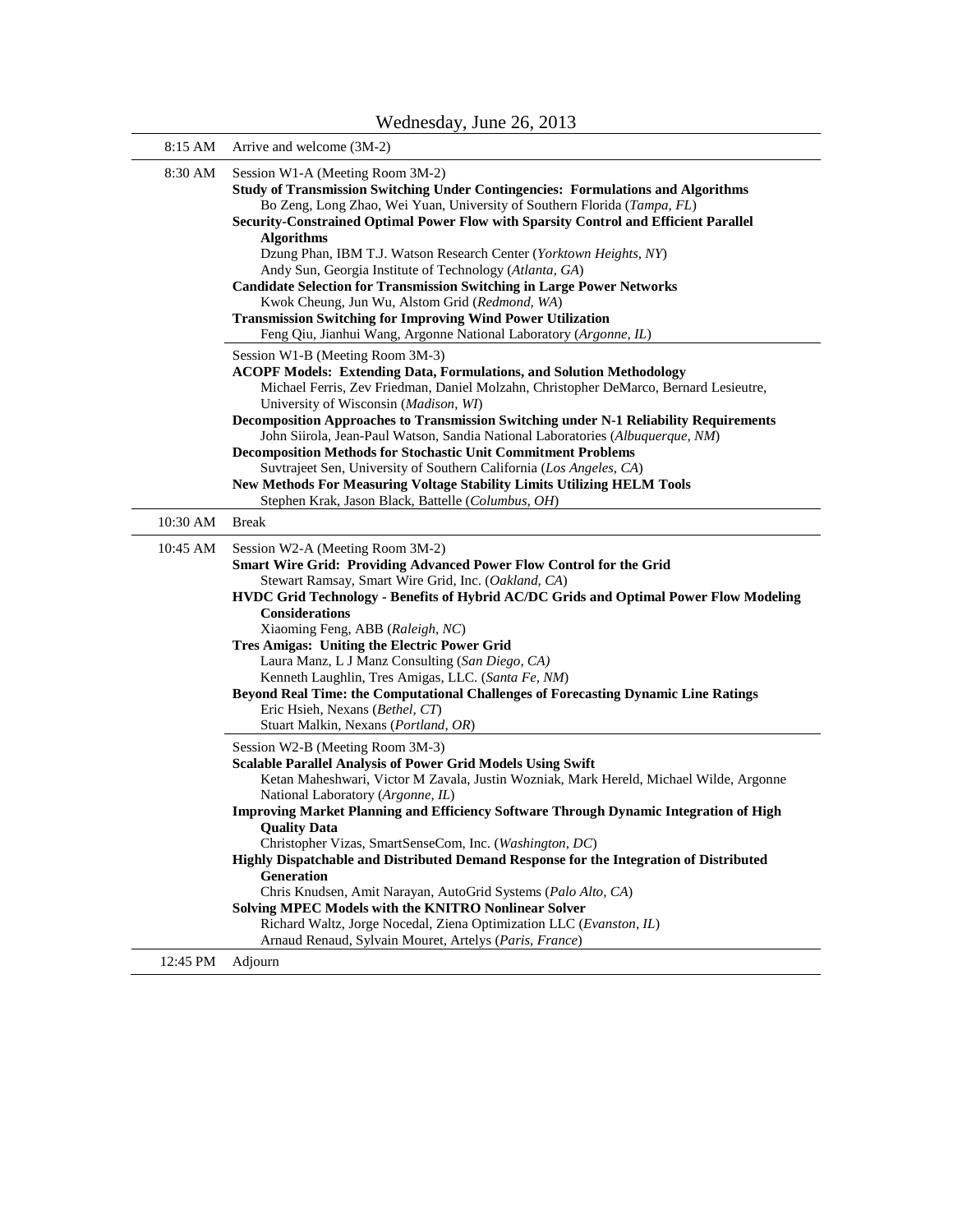## Wednesday, June 26, 2013

| Time | Program |
|---|---|
| 8:15 AM | Arrive and welcome (3M-2) |
| 8:30 AM | Session W1-A (Meeting Room 3M-2)<br>**Study of Transmission Switching Under Contingencies: Formulations and Algorithms**<br>Bo Zeng, Long Zhao, Wei Yuan, University of Southern Florida (*Tampa, FL*)<br>**Security-Constrained Optimal Power Flow with Sparsity Control and Efficient Parallel Algorithms**<br>Dzung Phan, IBM T.J. Watson Research Center (*Yorktown Heights, NY*)<br>Andy Sun, Georgia Institute of Technology (*Atlanta, GA*)<br>**Candidate Selection for Transmission Switching in Large Power Networks**<br>Kwok Cheung, Jun Wu, Alstom Grid (*Redmond, WA*)<br>**Transmission Switching for Improving Wind Power Utilization**<br>Feng Qiu, Jianhui Wang, Argonne National Laboratory (*Argonne, IL*) |
| | Session W1-B (Meeting Room 3M-3)<br>**ACOPF Models: Extending Data, Formulations, and Solution Methodology**<br>Michael Ferris, Zev Friedman, Daniel Molzahn, Christopher DeMarco, Bernard Lesieutre, University of Wisconsin (*Madison, WI*)<br>**Decomposition Approaches to Transmission Switching under N-1 Reliability Requirements**<br>John Siirola, Jean-Paul Watson, Sandia National Laboratories (*Albuquerque, NM*)<br>**Decomposition Methods for Stochastic Unit Commitment Problems**<br>Suvtrajeet Sen, University of Southern California (*Los Angeles, CA*)<br>**New Methods For Measuring Voltage Stability Limits Utilizing HELM Tools**<br>Stephen Krak, Jason Black, Battelle (*Columbus, OH*) |
| 10:30 AM | Break |
| 10:45 AM | Session W2-A (Meeting Room 3M-2)<br>**Smart Wire Grid: Providing Advanced Power Flow Control for the Grid**<br>Stewart Ramsay, Smart Wire Grid, Inc. (*Oakland, CA*)<br>**HVDC Grid Technology - Benefits of Hybrid AC/DC Grids and Optimal Power Flow Modeling Considerations**<br>Xiaoming Feng, ABB (*Raleigh, NC*)<br>**Tres Amigas: Uniting the Electric Power Grid**<br>Laura Manz, L J Manz Consulting (*San Diego, CA)*<br>Kenneth Laughlin, Tres Amigas, LLC. (*Santa Fe, NM*)<br>**Beyond Real Time: the Computational Challenges of Forecasting Dynamic Line Ratings**<br>Eric Hsieh, Nexans (*Bethel, CT*)<br>Stuart Malkin, Nexans (*Portland, OR*) |
| | Session W2-B (Meeting Room 3M-3)<br>**Scalable Parallel Analysis of Power Grid Models Using Swift**<br>Ketan Maheshwari, Victor M Zavala, Justin Wozniak, Mark Hereld, Michael Wilde, Argonne National Laboratory (*Argonne, IL*)<br>**Improving Market Planning and Efficiency Software Through Dynamic Integration of High Quality Data**<br>Christopher Vizas, SmartSenseCom, Inc. (*Washington, DC*)<br>**Highly Dispatchable and Distributed Demand Response for the Integration of Distributed Generation**<br>Chris Knudsen, Amit Narayan, AutoGrid Systems (*Palo Alto, CA*)<br>**Solving MPEC Models with the KNITRO Nonlinear Solver**<br>Richard Waltz, Jorge Nocedal, Ziena Optimization LLC (*Evanston, IL*)<br>Arnaud Renaud, Sylvain Mouret, Artelys (*Paris, France*) |
| 12:45 PM | Adjourn |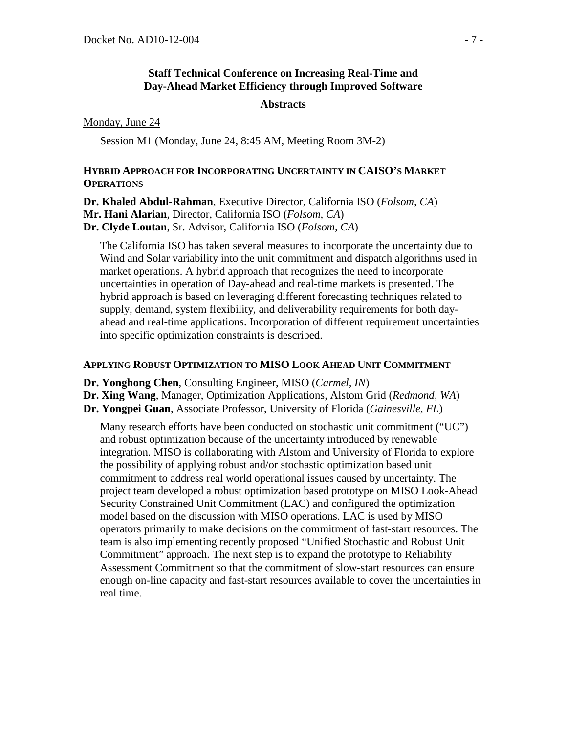## Staff Technical Conference on Increasing Real-Time and Day-Ahead Market Efficiency through Improved Software

### Abstracts

Monday, June 24

Session M1 (Monday, June 24, 8:45 AM, Meeting Room 3M-2)

#### HYBRID APPROACH FOR INCORPORATING UNCERTAINTY IN CAISO'S MARKET OPERATIONS

**Dr. Khaled Abdul-Rahman**, Executive Director, California ISO (*Folsom, CA*)
**Mr. Hani Alarian**, Director, California ISO (*Folsom, CA*)
**Dr. Clyde Loutan**, Sr. Advisor, California ISO (*Folsom, CA*)

The California ISO has taken several measures to incorporate the uncertainty due to Wind and Solar variability into the unit commitment and dispatch algorithms used in market operations. A hybrid approach that recognizes the need to incorporate uncertainties in operation of Day-ahead and real-time markets is presented. The hybrid approach is based on leveraging different forecasting techniques related to supply, demand, system flexibility, and deliverability requirements for both day-ahead and real-time applications. Incorporation of different requirement uncertainties into specific optimization constraints is described.

#### APPLYING ROBUST OPTIMIZATION TO MISO LOOK AHEAD UNIT COMMITMENT

**Dr. Yonghong Chen**, Consulting Engineer, MISO (*Carmel, IN*)
**Dr. Xing Wang**, Manager, Optimization Applications, Alstom Grid (*Redmond, WA*)
**Dr. Yongpei Guan**, Associate Professor, University of Florida (*Gainesville, FL*)

Many research efforts have been conducted on stochastic unit commitment ("UC") and robust optimization because of the uncertainty introduced by renewable integration. MISO is collaborating with Alstom and University of Florida to explore the possibility of applying robust and/or stochastic optimization based unit commitment to address real world operational issues caused by uncertainty. The project team developed a robust optimization based prototype on MISO Look-Ahead Security Constrained Unit Commitment (LAC) and configured the optimization model based on the discussion with MISO operations. LAC is used by MISO operators primarily to make decisions on the commitment of fast-start resources. The team is also implementing recently proposed "Unified Stochastic and Robust Unit Commitment" approach. The next step is to expand the prototype to Reliability Assessment Commitment so that the commitment of slow-start resources can ensure enough on-line capacity and fast-start resources available to cover the uncertainties in real time.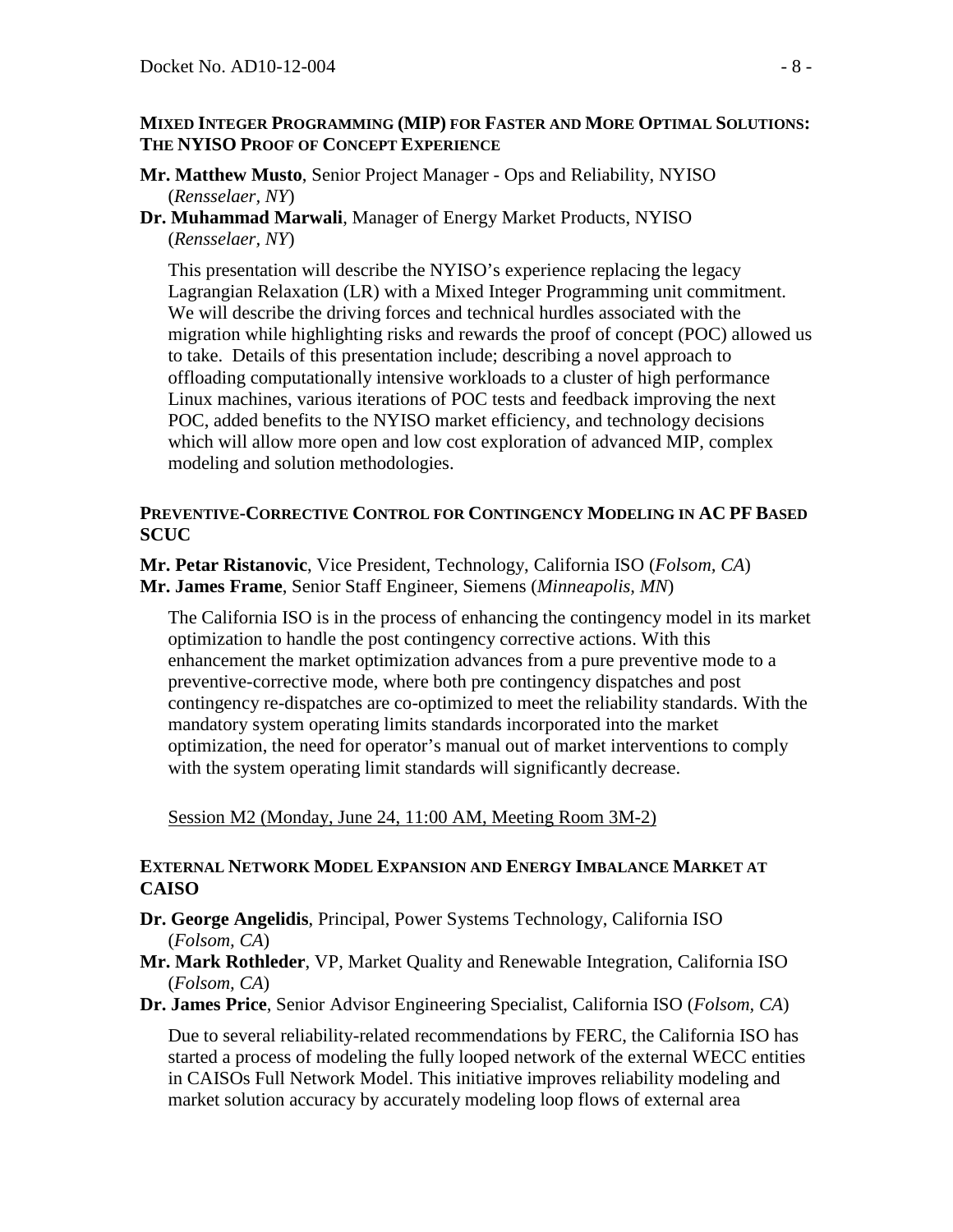### Mixed Integer Programming (MIP) for Faster and More Optimal Solutions: The NYISO Proof of Concept Experience

**Mr. Matthew Musto**, Senior Project Manager - Ops and Reliability, NYISO (*Rensselaer, NY*)
**Dr. Muhammad Marwali**, Manager of Energy Market Products, NYISO (*Rensselaer, NY*)

This presentation will describe the NYISO's experience replacing the legacy Lagrangian Relaxation (LR) with a Mixed Integer Programming unit commitment. We will describe the driving forces and technical hurdles associated with the migration while highlighting risks and rewards the proof of concept (POC) allowed us to take. Details of this presentation include; describing a novel approach to offloading computationally intensive workloads to a cluster of high performance Linux machines, various iterations of POC tests and feedback improving the next POC, added benefits to the NYISO market efficiency, and technology decisions which will allow more open and low cost exploration of advanced MIP, complex modeling and solution methodologies.

### Preventive-Corrective Control for Contingency Modeling in AC PF Based SCUC

**Mr. Petar Ristanovic**, Vice President, Technology, California ISO (*Folsom, CA*)
**Mr. James Frame**, Senior Staff Engineer, Siemens (*Minneapolis, MN*)

The California ISO is in the process of enhancing the contingency model in its market optimization to handle the post contingency corrective actions. With this enhancement the market optimization advances from a pure preventive mode to a preventive-corrective mode, where both pre contingency dispatches and post contingency re-dispatches are co-optimized to meet the reliability standards. With the mandatory system operating limits standards incorporated into the market optimization, the need for operator's manual out of market interventions to comply with the system operating limit standards will significantly decrease.

Session M2 (Monday, June 24, 11:00 AM, Meeting Room 3M-2)

### External Network Model Expansion and Energy Imbalance Market at CAISO

**Dr. George Angelidis**, Principal, Power Systems Technology, California ISO (*Folsom, CA*)
**Mr. Mark Rothleder**, VP, Market Quality and Renewable Integration, California ISO (*Folsom, CA*)
**Dr. James Price**, Senior Advisor Engineering Specialist, California ISO (*Folsom, CA*)

Due to several reliability-related recommendations by FERC, the California ISO has started a process of modeling the fully looped network of the external WECC entities in CAISOs Full Network Model. This initiative improves reliability modeling and market solution accuracy by accurately modeling loop flows of external area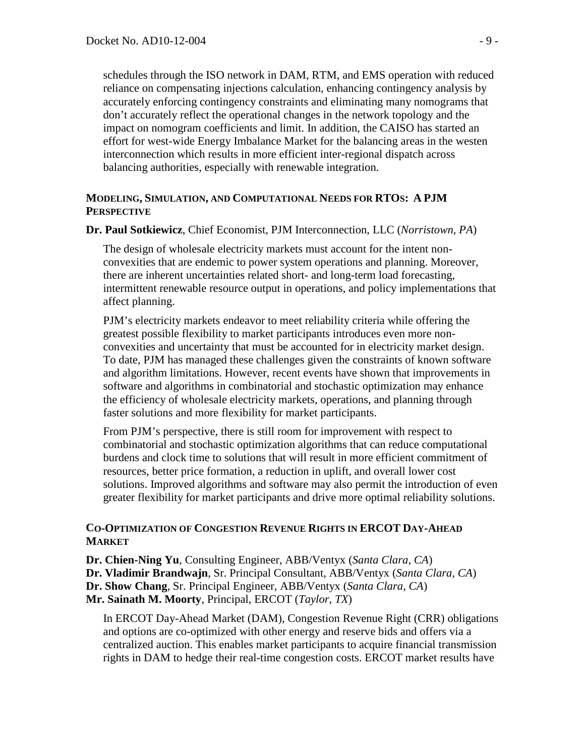schedules through the ISO network in DAM, RTM, and EMS operation with reduced reliance on compensating injections calculation, enhancing contingency analysis by accurately enforcing contingency constraints and eliminating many nomograms that don't accurately reflect the operational changes in the network topology and the impact on nomogram coefficients and limit. In addition, the CAISO has started an effort for west-wide Energy Imbalance Market for the balancing areas in the westen interconnection which results in more efficient inter-regional dispatch across balancing authorities, especially with renewable integration.

### MODELING, SIMULATION, AND COMPUTATIONAL NEEDS FOR RTOS: A PJM PERSPECTIVE

**Dr. Paul Sotkiewicz**, Chief Economist, PJM Interconnection, LLC (*Norristown, PA*)

The design of wholesale electricity markets must account for the intent non-convexities that are endemic to power system operations and planning. Moreover, there are inherent uncertainties related short- and long-term load forecasting, intermittent renewable resource output in operations, and policy implementations that affect planning.

PJM's electricity markets endeavor to meet reliability criteria while offering the greatest possible flexibility to market participants introduces even more non-convexities and uncertainty that must be accounted for in electricity market design. To date, PJM has managed these challenges given the constraints of known software and algorithm limitations. However, recent events have shown that improvements in software and algorithms in combinatorial and stochastic optimization may enhance the efficiency of wholesale electricity markets, operations, and planning through faster solutions and more flexibility for market participants.

From PJM's perspective, there is still room for improvement with respect to combinatorial and stochastic optimization algorithms that can reduce computational burdens and clock time to solutions that will result in more efficient commitment of resources, better price formation, a reduction in uplift, and overall lower cost solutions. Improved algorithms and software may also permit the introduction of even greater flexibility for market participants and drive more optimal reliability solutions.

### CO-OPTIMIZATION OF CONGESTION REVENUE RIGHTS IN ERCOT DAY-AHEAD MARKET

**Dr. Chien-Ning Yu**, Consulting Engineer, ABB/Ventyx (*Santa Clara, CA*)
**Dr. Vladimir Brandwajn**, Sr. Principal Consultant, ABB/Ventyx (*Santa Clara, CA*)
**Dr. Show Chang**, Sr. Principal Engineer, ABB/Ventyx (*Santa Clara, CA*)
**Mr. Sainath M. Moorty**, Principal, ERCOT (*Taylor, TX*)

In ERCOT Day-Ahead Market (DAM), Congestion Revenue Right (CRR) obligations and options are co-optimized with other energy and reserve bids and offers via a centralized auction. This enables market participants to acquire financial transmission rights in DAM to hedge their real-time congestion costs. ERCOT market results have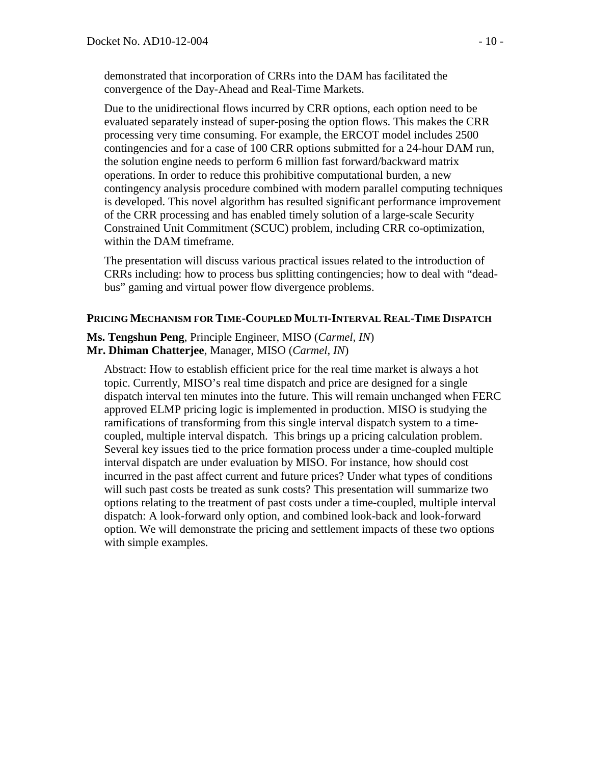demonstrated that incorporation of CRRs into the DAM has facilitated the convergence of the Day-Ahead and Real-Time Markets.

Due to the unidirectional flows incurred by CRR options, each option need to be evaluated separately instead of super-posing the option flows. This makes the CRR processing very time consuming. For example, the ERCOT model includes 2500 contingencies and for a case of 100 CRR options submitted for a 24-hour DAM run, the solution engine needs to perform 6 million fast forward/backward matrix operations. In order to reduce this prohibitive computational burden, a new contingency analysis procedure combined with modern parallel computing techniques is developed. This novel algorithm has resulted significant performance improvement of the CRR processing and has enabled timely solution of a large-scale Security Constrained Unit Commitment (SCUC) problem, including CRR co-optimization, within the DAM timeframe.

The presentation will discuss various practical issues related to the introduction of CRRs including: how to process bus splitting contingencies; how to deal with "dead-bus" gaming and virtual power flow divergence problems.

### PRICING MECHANISM FOR TIME-COUPLED MULTI-INTERVAL REAL-TIME DISPATCH

**Ms. Tengshun Peng**, Principle Engineer, MISO (*Carmel, IN*)
**Mr. Dhiman Chatterjee**, Manager, MISO (*Carmel, IN*)

Abstract: How to establish efficient price for the real time market is always a hot topic. Currently, MISO's real time dispatch and price are designed for a single dispatch interval ten minutes into the future. This will remain unchanged when FERC approved ELMP pricing logic is implemented in production. MISO is studying the ramifications of transforming from this single interval dispatch system to a time-coupled, multiple interval dispatch. This brings up a pricing calculation problem. Several key issues tied to the price formation process under a time-coupled multiple interval dispatch are under evaluation by MISO. For instance, how should cost incurred in the past affect current and future prices? Under what types of conditions will such past costs be treated as sunk costs? This presentation will summarize two options relating to the treatment of past costs under a time-coupled, multiple interval dispatch: A look-forward only option, and combined look-back and look-forward option. We will demonstrate the pricing and settlement impacts of these two options with simple examples.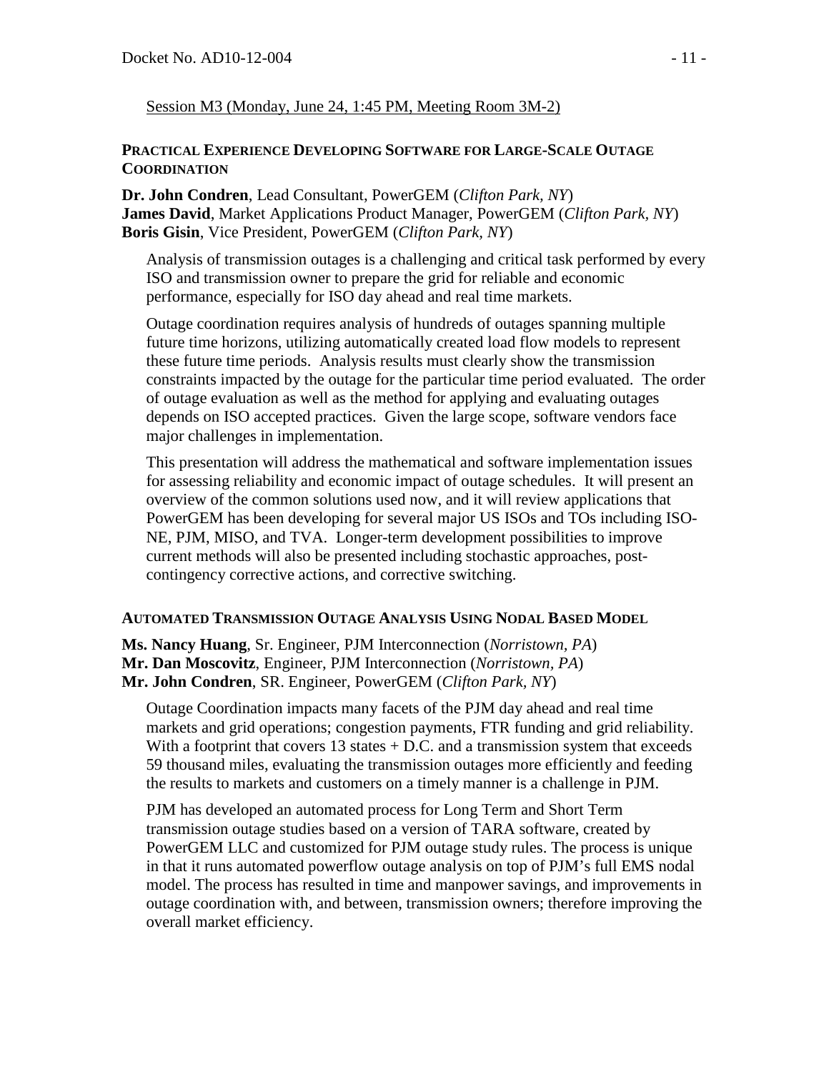Session M3 (Monday, June 24, 1:45 PM, Meeting Room 3M-2)

### PRACTICAL EXPERIENCE DEVELOPING SOFTWARE FOR LARGE-SCALE OUTAGE COORDINATION

**Dr. John Condren**, Lead Consultant, PowerGEM (*Clifton Park, NY*)
**James David**, Market Applications Product Manager, PowerGEM (*Clifton Park, NY*)
**Boris Gisin**, Vice President, PowerGEM (*Clifton Park, NY*)

Analysis of transmission outages is a challenging and critical task performed by every ISO and transmission owner to prepare the grid for reliable and economic performance, especially for ISO day ahead and real time markets.

Outage coordination requires analysis of hundreds of outages spanning multiple future time horizons, utilizing automatically created load flow models to represent these future time periods. Analysis results must clearly show the transmission constraints impacted by the outage for the particular time period evaluated. The order of outage evaluation as well as the method for applying and evaluating outages depends on ISO accepted practices. Given the large scope, software vendors face major challenges in implementation.

This presentation will address the mathematical and software implementation issues for assessing reliability and economic impact of outage schedules. It will present an overview of the common solutions used now, and it will review applications that PowerGEM has been developing for several major US ISOs and TOs including ISO-NE, PJM, MISO, and TVA. Longer-term development possibilities to improve current methods will also be presented including stochastic approaches, post-contingency corrective actions, and corrective switching.

### AUTOMATED TRANSMISSION OUTAGE ANALYSIS USING NODAL BASED MODEL

**Ms. Nancy Huang**, Sr. Engineer, PJM Interconnection (*Norristown, PA*)
**Mr. Dan Moscovitz**, Engineer, PJM Interconnection (*Norristown, PA*)
**Mr. John Condren**, SR. Engineer, PowerGEM (*Clifton Park, NY*)

Outage Coordination impacts many facets of the PJM day ahead and real time markets and grid operations; congestion payments, FTR funding and grid reliability. With a footprint that covers 13 states + D.C. and a transmission system that exceeds 59 thousand miles, evaluating the transmission outages more efficiently and feeding the results to markets and customers on a timely manner is a challenge in PJM.

PJM has developed an automated process for Long Term and Short Term transmission outage studies based on a version of TARA software, created by PowerGEM LLC and customized for PJM outage study rules. The process is unique in that it runs automated powerflow outage analysis on top of PJM's full EMS nodal model. The process has resulted in time and manpower savings, and improvements in outage coordination with, and between, transmission owners; therefore improving the overall market efficiency.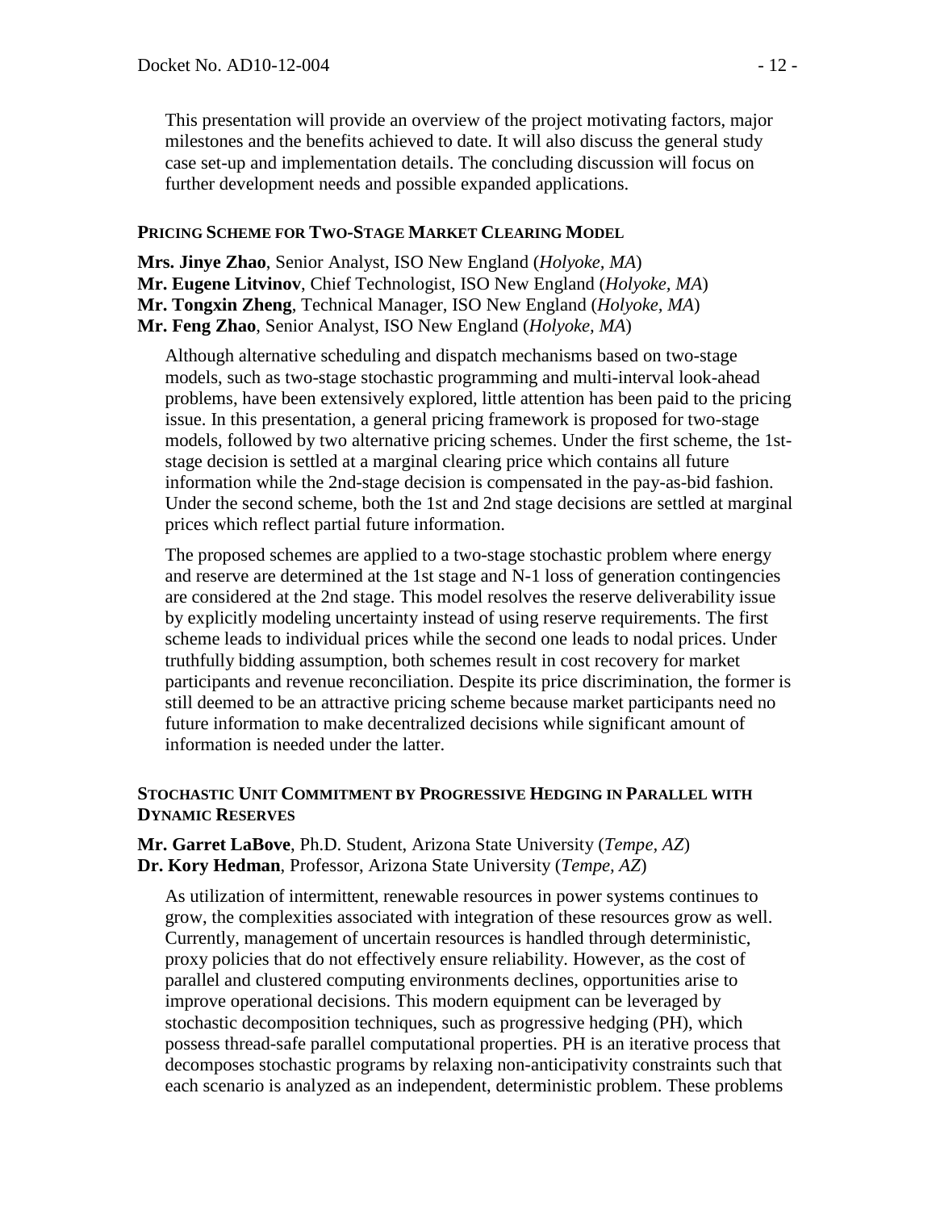This presentation will provide an overview of the project motivating factors, major milestones and the benefits achieved to date. It will also discuss the general study case set-up and implementation details. The concluding discussion will focus on further development needs and possible expanded applications.

### PRICING SCHEME FOR TWO-STAGE MARKET CLEARING MODEL

**Mrs. Jinye Zhao**, Senior Analyst, ISO New England (*Holyoke, MA*)
**Mr. Eugene Litvinov**, Chief Technologist, ISO New England (*Holyoke, MA*)
**Mr. Tongxin Zheng**, Technical Manager, ISO New England (*Holyoke, MA*)
**Mr. Feng Zhao**, Senior Analyst, ISO New England (*Holyoke, MA*)

Although alternative scheduling and dispatch mechanisms based on two-stage models, such as two-stage stochastic programming and multi-interval look-ahead problems, have been extensively explored, little attention has been paid to the pricing issue. In this presentation, a general pricing framework is proposed for two-stage models, followed by two alternative pricing schemes. Under the first scheme, the 1st-stage decision is settled at a marginal clearing price which contains all future information while the 2nd-stage decision is compensated in the pay-as-bid fashion. Under the second scheme, both the 1st and 2nd stage decisions are settled at marginal prices which reflect partial future information.

The proposed schemes are applied to a two-stage stochastic problem where energy and reserve are determined at the 1st stage and N-1 loss of generation contingencies are considered at the 2nd stage. This model resolves the reserve deliverability issue by explicitly modeling uncertainty instead of using reserve requirements. The first scheme leads to individual prices while the second one leads to nodal prices. Under truthfully bidding assumption, both schemes result in cost recovery for market participants and revenue reconciliation. Despite its price discrimination, the former is still deemed to be an attractive pricing scheme because market participants need no future information to make decentralized decisions while significant amount of information is needed under the latter.

### STOCHASTIC UNIT COMMITMENT BY PROGRESSIVE HEDGING IN PARALLEL WITH DYNAMIC RESERVES

**Mr. Garret LaBove**, Ph.D. Student, Arizona State University (*Tempe, AZ*)
**Dr. Kory Hedman**, Professor, Arizona State University (*Tempe, AZ*)

As utilization of intermittent, renewable resources in power systems continues to grow, the complexities associated with integration of these resources grow as well. Currently, management of uncertain resources is handled through deterministic, proxy policies that do not effectively ensure reliability. However, as the cost of parallel and clustered computing environments declines, opportunities arise to improve operational decisions. This modern equipment can be leveraged by stochastic decomposition techniques, such as progressive hedging (PH), which possess thread-safe parallel computational properties. PH is an iterative process that decomposes stochastic programs by relaxing non-anticipativity constraints such that each scenario is analyzed as an independent, deterministic problem. These problems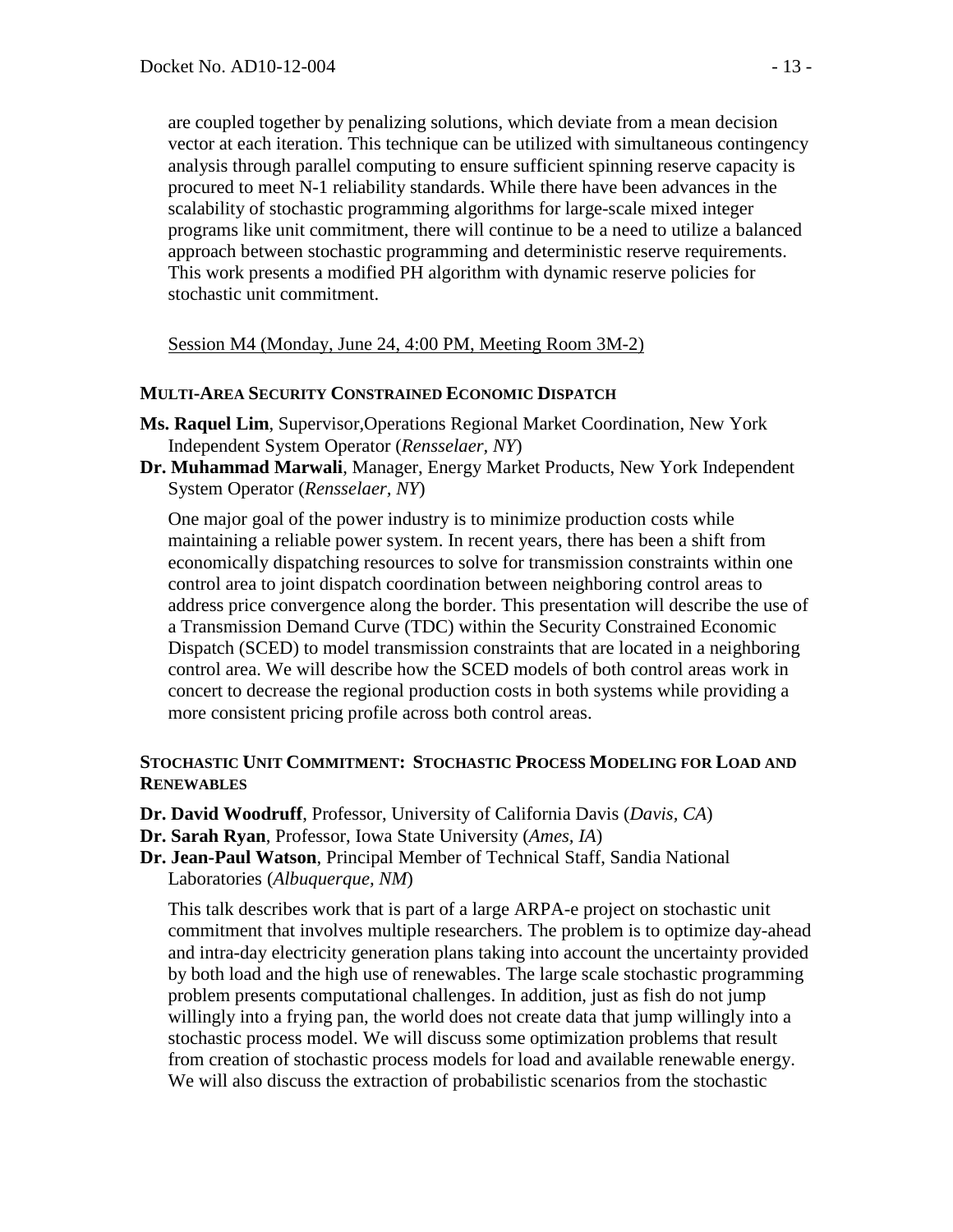are coupled together by penalizing solutions, which deviate from a mean decision vector at each iteration. This technique can be utilized with simultaneous contingency analysis through parallel computing to ensure sufficient spinning reserve capacity is procured to meet N-1 reliability standards. While there have been advances in the scalability of stochastic programming algorithms for large-scale mixed integer programs like unit commitment, there will continue to be a need to utilize a balanced approach between stochastic programming and deterministic reserve requirements. This work presents a modified PH algorithm with dynamic reserve policies for stochastic unit commitment.

Session M4 (Monday, June 24, 4:00 PM, Meeting Room 3M-2)

### MULTI-AREA SECURITY CONSTRAINED ECONOMIC DISPATCH

**Ms. Raquel Lim**, Supervisor,Operations Regional Market Coordination, New York Independent System Operator (*Rensselaer, NY*)
**Dr. Muhammad Marwali**, Manager, Energy Market Products, New York Independent System Operator (*Rensselaer, NY*)

One major goal of the power industry is to minimize production costs while maintaining a reliable power system. In recent years, there has been a shift from economically dispatching resources to solve for transmission constraints within one control area to joint dispatch coordination between neighboring control areas to address price convergence along the border. This presentation will describe the use of a Transmission Demand Curve (TDC) within the Security Constrained Economic Dispatch (SCED) to model transmission constraints that are located in a neighboring control area. We will describe how the SCED models of both control areas work in concert to decrease the regional production costs in both systems while providing a more consistent pricing profile across both control areas.

### STOCHASTIC UNIT COMMITMENT: STOCHASTIC PROCESS MODELING FOR LOAD AND RENEWABLES

**Dr. David Woodruff**, Professor, University of California Davis (*Davis, CA*)
**Dr. Sarah Ryan**, Professor, Iowa State University (*Ames, IA*)
**Dr. Jean-Paul Watson**, Principal Member of Technical Staff, Sandia National Laboratories (*Albuquerque, NM*)

This talk describes work that is part of a large ARPA-e project on stochastic unit commitment that involves multiple researchers. The problem is to optimize day-ahead and intra-day electricity generation plans taking into account the uncertainty provided by both load and the high use of renewables. The large scale stochastic programming problem presents computational challenges. In addition, just as fish do not jump willingly into a frying pan, the world does not create data that jump willingly into a stochastic process model. We will discuss some optimization problems that result from creation of stochastic process models for load and available renewable energy. We will also discuss the extraction of probabilistic scenarios from the stochastic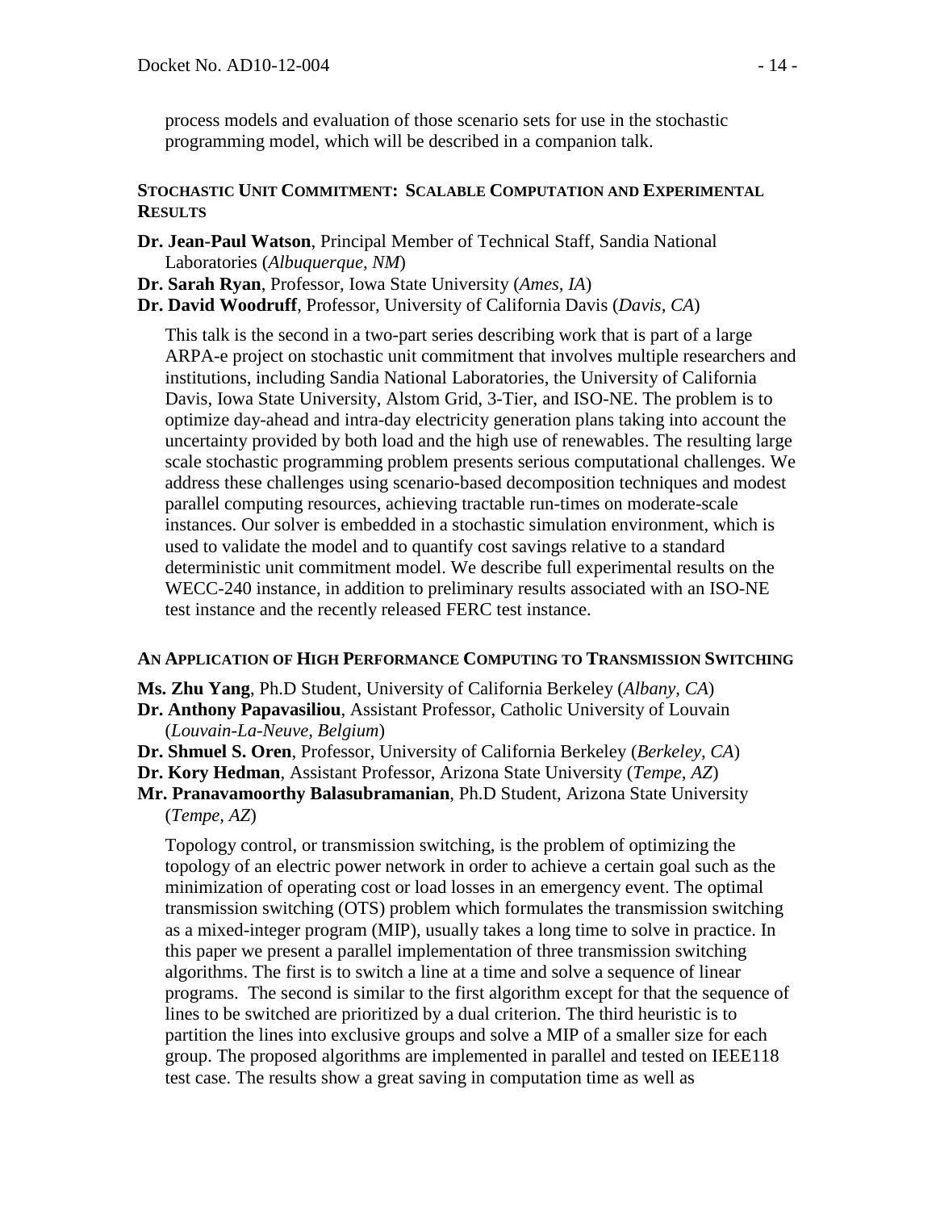process models and evaluation of those scenario sets for use in the stochastic programming model, which will be described in a companion talk.

### STOCHASTIC UNIT COMMITMENT: SCALABLE COMPUTATION AND EXPERIMENTAL RESULTS

**Dr. Jean-Paul Watson**, Principal Member of Technical Staff, Sandia National Laboratories (*Albuquerque, NM*)
**Dr. Sarah Ryan**, Professor, Iowa State University (*Ames, IA*)
**Dr. David Woodruff**, Professor, University of California Davis (*Davis, CA*)

This talk is the second in a two-part series describing work that is part of a large ARPA-e project on stochastic unit commitment that involves multiple researchers and institutions, including Sandia National Laboratories, the University of California Davis, Iowa State University, Alstom Grid, 3-Tier, and ISO-NE. The problem is to optimize day-ahead and intra-day electricity generation plans taking into account the uncertainty provided by both load and the high use of renewables. The resulting large scale stochastic programming problem presents serious computational challenges. We address these challenges using scenario-based decomposition techniques and modest parallel computing resources, achieving tractable run-times on moderate-scale instances. Our solver is embedded in a stochastic simulation environment, which is used to validate the model and to quantify cost savings relative to a standard deterministic unit commitment model. We describe full experimental results on the WECC-240 instance, in addition to preliminary results associated with an ISO-NE test instance and the recently released FERC test instance.

### AN APPLICATION OF HIGH PERFORMANCE COMPUTING TO TRANSMISSION SWITCHING

**Ms. Zhu Yang**, Ph.D Student, University of California Berkeley (*Albany, CA*)
**Dr. Anthony Papavasiliou**, Assistant Professor, Catholic University of Louvain (*Louvain-La-Neuve, Belgium*)
**Dr. Shmuel S. Oren**, Professor, University of California Berkeley (*Berkeley, CA*)
**Dr. Kory Hedman**, Assistant Professor, Arizona State University (*Tempe, AZ*)
**Mr. Pranavamoorthy Balasubramanian**, Ph.D Student, Arizona State University (*Tempe, AZ*)

Topology control, or transmission switching, is the problem of optimizing the topology of an electric power network in order to achieve a certain goal such as the minimization of operating cost or load losses in an emergency event. The optimal transmission switching (OTS) problem which formulates the transmission switching as a mixed-integer program (MIP), usually takes a long time to solve in practice. In this paper we present a parallel implementation of three transmission switching algorithms. The first is to switch a line at a time and solve a sequence of linear programs. The second is similar to the first algorithm except for that the sequence of lines to be switched are prioritized by a dual criterion. The third heuristic is to partition the lines into exclusive groups and solve a MIP of a smaller size for each group. The proposed algorithms are implemented in parallel and tested on IEEE118 test case. The results show a great saving in computation time as well as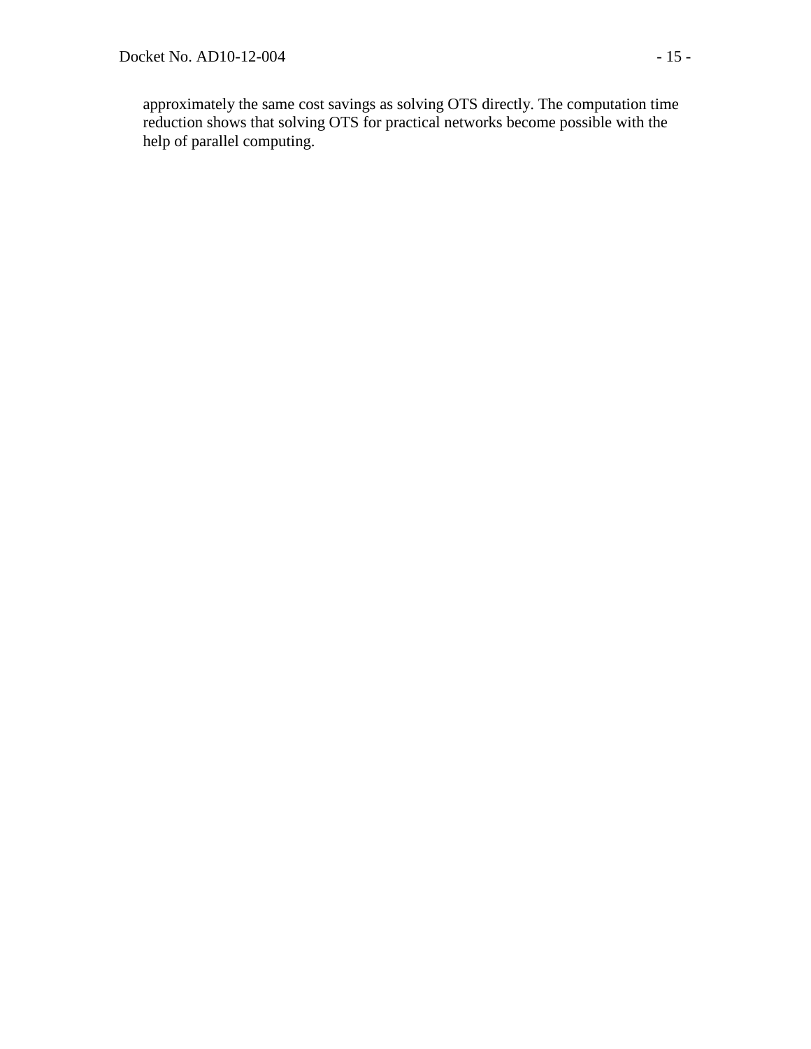approximately the same cost savings as solving OTS directly. The computation time reduction shows that solving OTS for practical networks become possible with the help of parallel computing.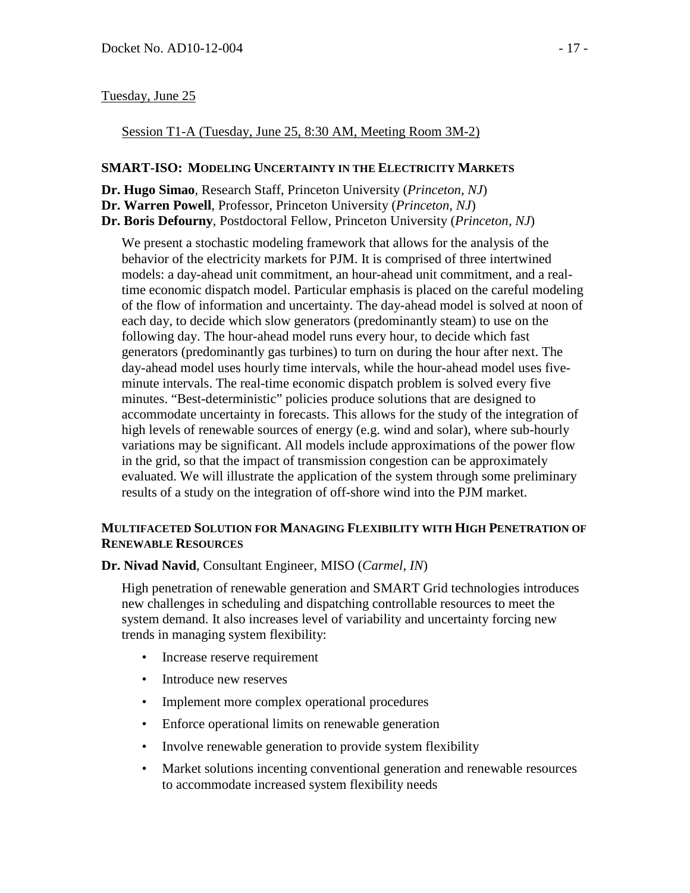Tuesday, June 25

Session T1-A (Tuesday, June 25, 8:30 AM, Meeting Room 3M-2)

### SMART-ISO: MODELING UNCERTAINTY IN THE ELECTRICITY MARKETS

**Dr. Hugo Simao**, Research Staff, Princeton University (*Princeton, NJ*)
**Dr. Warren Powell**, Professor, Princeton University (*Princeton, NJ*)
**Dr. Boris Defourny**, Postdoctoral Fellow, Princeton University (*Princeton, NJ*)

We present a stochastic modeling framework that allows for the analysis of the behavior of the electricity markets for PJM. It is comprised of three intertwined models: a day-ahead unit commitment, an hour-ahead unit commitment, and a real-time economic dispatch model. Particular emphasis is placed on the careful modeling of the flow of information and uncertainty. The day-ahead model is solved at noon of each day, to decide which slow generators (predominantly steam) to use on the following day. The hour-ahead model runs every hour, to decide which fast generators (predominantly gas turbines) to turn on during the hour after next. The day-ahead model uses hourly time intervals, while the hour-ahead model uses five-minute intervals. The real-time economic dispatch problem is solved every five minutes. "Best-deterministic" policies produce solutions that are designed to accommodate uncertainty in forecasts. This allows for the study of the integration of high levels of renewable sources of energy (e.g. wind and solar), where sub-hourly variations may be significant. All models include approximations of the power flow in the grid, so that the impact of transmission congestion can be approximately evaluated. We will illustrate the application of the system through some preliminary results of a study on the integration of off-shore wind into the PJM market.

### MULTIFACETED SOLUTION FOR MANAGING FLEXIBILITY WITH HIGH PENETRATION OF RENEWABLE RESOURCES

**Dr. Nivad Navid**, Consultant Engineer, MISO (*Carmel, IN*)

High penetration of renewable generation and SMART Grid technologies introduces new challenges in scheduling and dispatching controllable resources to meet the system demand. It also increases level of variability and uncertainty forcing new trends in managing system flexibility:

- Increase reserve requirement
- Introduce new reserves
- Implement more complex operational procedures
- Enforce operational limits on renewable generation
- Involve renewable generation to provide system flexibility
- Market solutions incenting conventional generation and renewable resources to accommodate increased system flexibility needs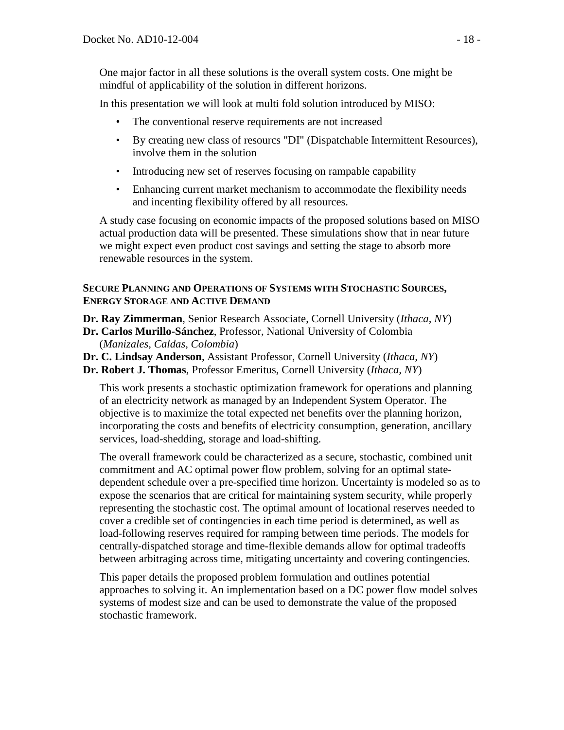One major factor in all these solutions is the overall system costs. One might be mindful of applicability of the solution in different horizons.

In this presentation we will look at multi fold solution introduced by MISO:

- The conventional reserve requirements are not increased
- By creating new class of resourcs "DI" (Dispatchable Intermittent Resources), involve them in the solution
- Introducing new set of reserves focusing on rampable capability
- Enhancing current market mechanism to accommodate the flexibility needs and incenting flexibility offered by all resources.

A study case focusing on economic impacts of the proposed solutions based on MISO actual production data will be presented. These simulations show that in near future we might expect even product cost savings and setting the stage to absorb more renewable resources in the system.

### SECURE PLANNING AND OPERATIONS OF SYSTEMS WITH STOCHASTIC SOURCES, ENERGY STORAGE AND ACTIVE DEMAND

**Dr. Ray Zimmerman**, Senior Research Associate, Cornell University (*Ithaca, NY*)
**Dr. Carlos Murillo-Sánchez**, Professor, National University of Colombia (*Manizales, Caldas, Colombia*)
**Dr. C. Lindsay Anderson**, Assistant Professor, Cornell University (*Ithaca, NY*)
**Dr. Robert J. Thomas**, Professor Emeritus, Cornell University (*Ithaca, NY*)

This work presents a stochastic optimization framework for operations and planning of an electricity network as managed by an Independent System Operator. The objective is to maximize the total expected net benefits over the planning horizon, incorporating the costs and benefits of electricity consumption, generation, ancillary services, load-shedding, storage and load-shifting.

The overall framework could be characterized as a secure, stochastic, combined unit commitment and AC optimal power flow problem, solving for an optimal state-dependent schedule over a pre-specified time horizon. Uncertainty is modeled so as to expose the scenarios that are critical for maintaining system security, while properly representing the stochastic cost. The optimal amount of locational reserves needed to cover a credible set of contingencies in each time period is determined, as well as load-following reserves required for ramping between time periods. The models for centrally-dispatched storage and time-flexible demands allow for optimal tradeoffs between arbitraging across time, mitigating uncertainty and covering contingencies.

This paper details the proposed problem formulation and outlines potential approaches to solving it. An implementation based on a DC power flow model solves systems of modest size and can be used to demonstrate the value of the proposed stochastic framework.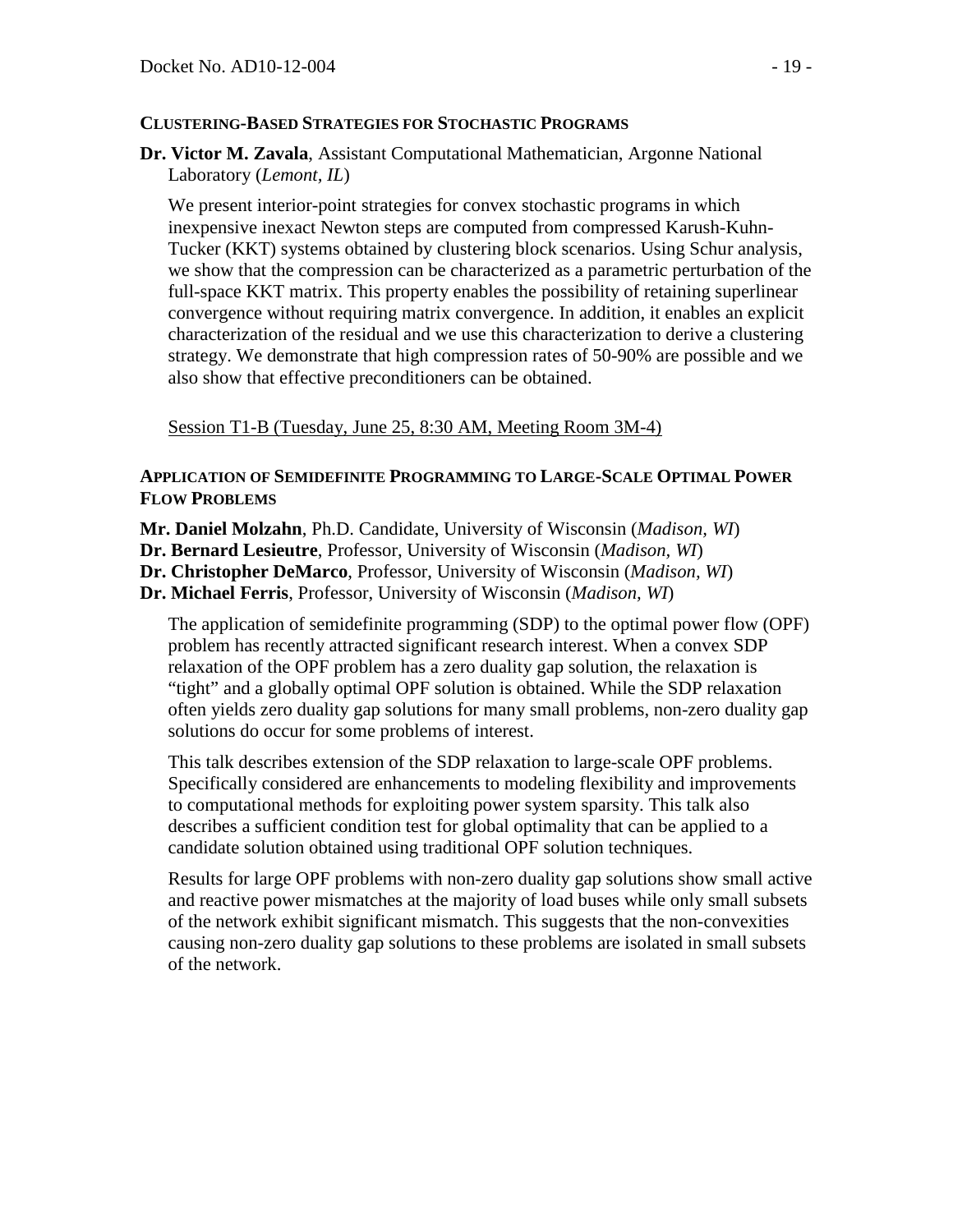### Clustering-Based Strategies for Stochastic Programs

**Dr. Victor M. Zavala**, Assistant Computational Mathematician, Argonne National Laboratory (*Lemont, IL*)

We present interior-point strategies for convex stochastic programs in which inexpensive inexact Newton steps are computed from compressed Karush-Kuhn-Tucker (KKT) systems obtained by clustering block scenarios. Using Schur analysis, we show that the compression can be characterized as a parametric perturbation of the full-space KKT matrix. This property enables the possibility of retaining superlinear convergence without requiring matrix convergence. In addition, it enables an explicit characterization of the residual and we use this characterization to derive a clustering strategy. We demonstrate that high compression rates of 50-90% are possible and we also show that effective preconditioners can be obtained.

Session T1-B (Tuesday, June 25, 8:30 AM, Meeting Room 3M-4)

### Application of Semidefinite Programming to Large-Scale Optimal Power Flow Problems

**Mr. Daniel Molzahn**, Ph.D. Candidate, University of Wisconsin (*Madison, WI*)
**Dr. Bernard Lesieutre**, Professor, University of Wisconsin (*Madison, WI*)
**Dr. Christopher DeMarco**, Professor, University of Wisconsin (*Madison, WI*)
**Dr. Michael Ferris**, Professor, University of Wisconsin (*Madison, WI*)

The application of semidefinite programming (SDP) to the optimal power flow (OPF) problem has recently attracted significant research interest. When a convex SDP relaxation of the OPF problem has a zero duality gap solution, the relaxation is "tight" and a globally optimal OPF solution is obtained. While the SDP relaxation often yields zero duality gap solutions for many small problems, non-zero duality gap solutions do occur for some problems of interest.

This talk describes extension of the SDP relaxation to large-scale OPF problems. Specifically considered are enhancements to modeling flexibility and improvements to computational methods for exploiting power system sparsity. This talk also describes a sufficient condition test for global optimality that can be applied to a candidate solution obtained using traditional OPF solution techniques.

Results for large OPF problems with non-zero duality gap solutions show small active and reactive power mismatches at the majority of load buses while only small subsets of the network exhibit significant mismatch. This suggests that the non-convexities causing non-zero duality gap solutions to these problems are isolated in small subsets of the network.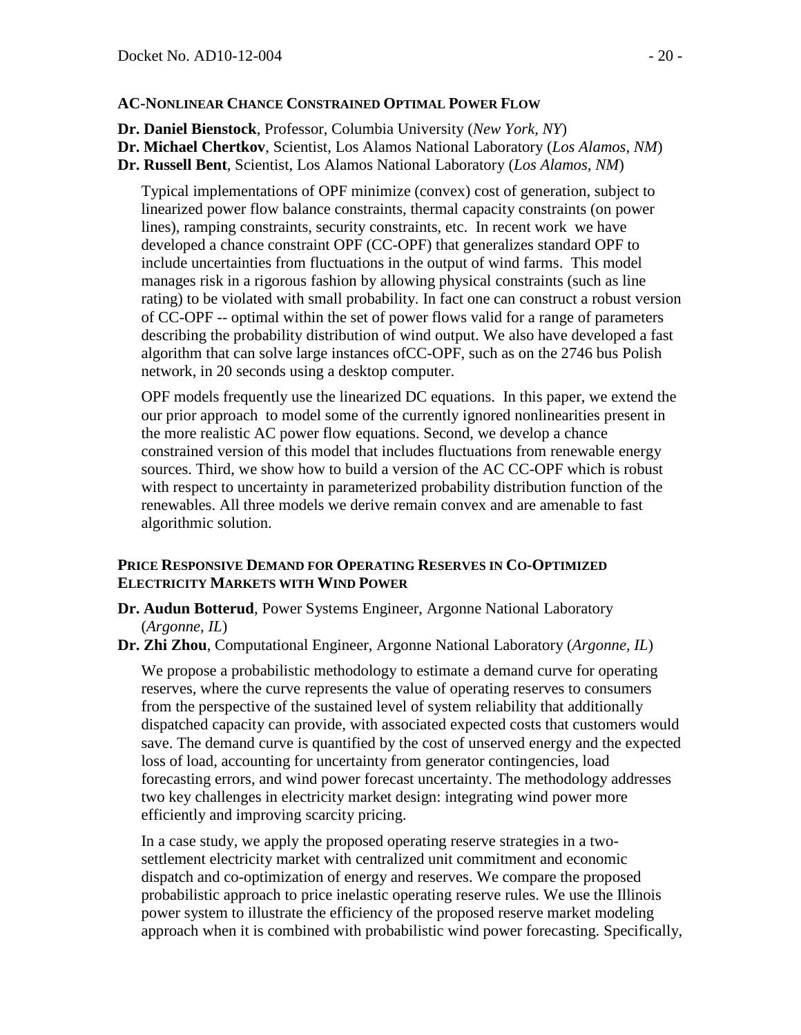### AC-Nonlinear Chance Constrained Optimal Power Flow

**Dr. Daniel Bienstock**, Professor, Columbia University (*New York, NY*)
**Dr. Michael Chertkov**, Scientist, Los Alamos National Laboratory (*Los Alamos, NM*)
**Dr. Russell Bent**, Scientist, Los Alamos National Laboratory (*Los Alamos, NM*)

Typical implementations of OPF minimize (convex) cost of generation, subject to linearized power flow balance constraints, thermal capacity constraints (on power lines), ramping constraints, security constraints, etc. In recent work we have developed a chance constraint OPF (CC-OPF) that generalizes standard OPF to include uncertainties from fluctuations in the output of wind farms. This model manages risk in a rigorous fashion by allowing physical constraints (such as line rating) to be violated with small probability. In fact one can construct a robust version of CC-OPF -- optimal within the set of power flows valid for a range of parameters describing the probability distribution of wind output. We also have developed a fast algorithm that can solve large instances ofCC-OPF, such as on the 2746 bus Polish network, in 20 seconds using a desktop computer.

OPF models frequently use the linearized DC equations. In this paper, we extend the our prior approach to model some of the currently ignored nonlinearities present in the more realistic AC power flow equations. Second, we develop a chance constrained version of this model that includes fluctuations from renewable energy sources. Third, we show how to build a version of the AC CC-OPF which is robust with respect to uncertainty in parameterized probability distribution function of the renewables. All three models we derive remain convex and are amenable to fast algorithmic solution.

### Price Responsive Demand for Operating Reserves in Co-Optimized Electricity Markets with Wind Power

**Dr. Audun Botterud**, Power Systems Engineer, Argonne National Laboratory (*Argonne, IL*)
**Dr. Zhi Zhou**, Computational Engineer, Argonne National Laboratory (*Argonne, IL*)

We propose a probabilistic methodology to estimate a demand curve for operating reserves, where the curve represents the value of operating reserves to consumers from the perspective of the sustained level of system reliability that additionally dispatched capacity can provide, with associated expected costs that customers would save. The demand curve is quantified by the cost of unserved energy and the expected loss of load, accounting for uncertainty from generator contingencies, load forecasting errors, and wind power forecast uncertainty. The methodology addresses two key challenges in electricity market design: integrating wind power more efficiently and improving scarcity pricing.

In a case study, we apply the proposed operating reserve strategies in a two-settlement electricity market with centralized unit commitment and economic dispatch and co-optimization of energy and reserves. We compare the proposed probabilistic approach to price inelastic operating reserve rules. We use the Illinois power system to illustrate the efficiency of the proposed reserve market modeling approach when it is combined with probabilistic wind power forecasting. Specifically,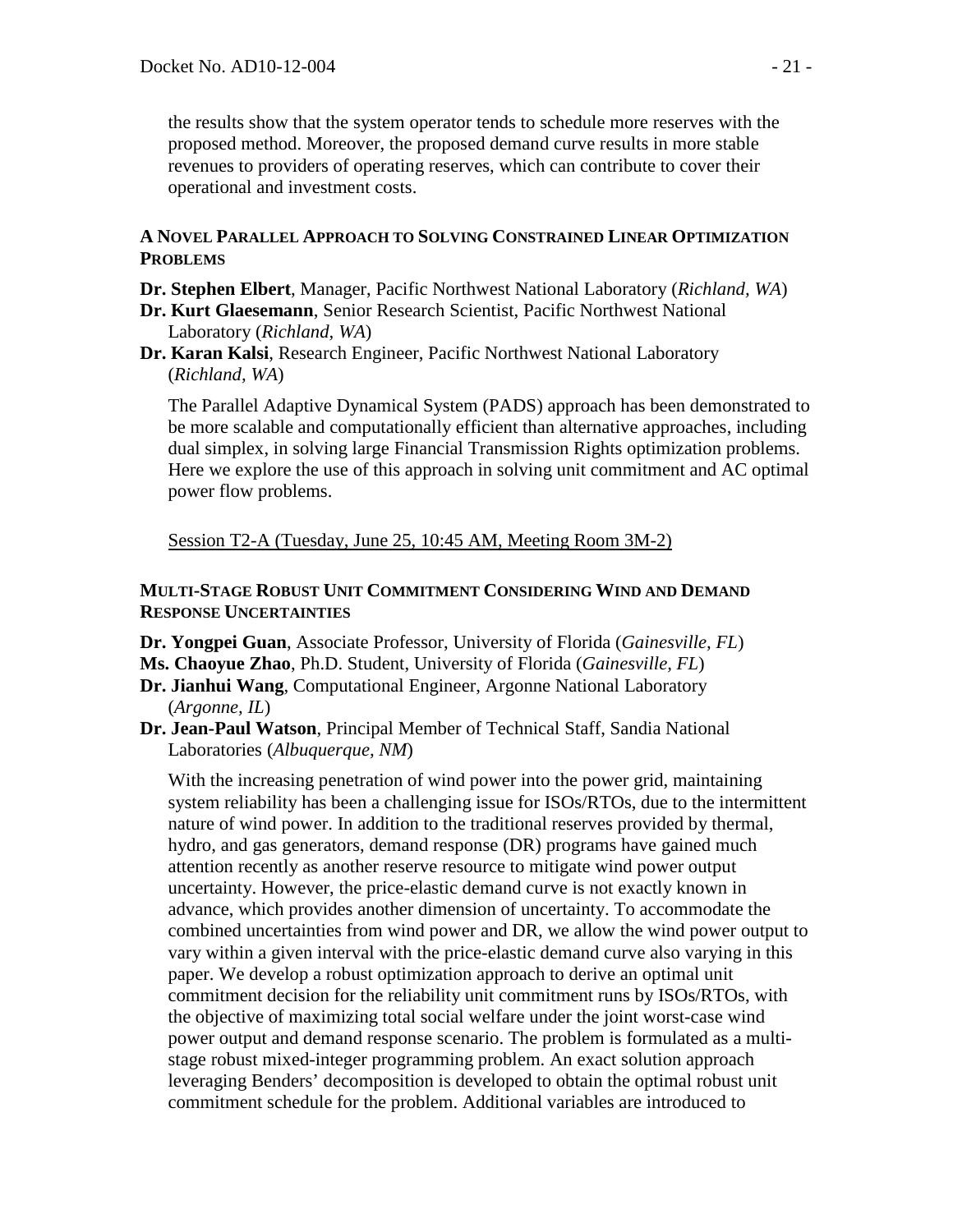the results show that the system operator tends to schedule more reserves with the proposed method. Moreover, the proposed demand curve results in more stable revenues to providers of operating reserves, which can contribute to cover their operational and investment costs.

### A Novel Parallel Approach to Solving Constrained Linear Optimization Problems

**Dr. Stephen Elbert**, Manager, Pacific Northwest National Laboratory (*Richland, WA*)
**Dr. Kurt Glaesemann**, Senior Research Scientist, Pacific Northwest National Laboratory (*Richland, WA*)
**Dr. Karan Kalsi**, Research Engineer, Pacific Northwest National Laboratory (*Richland, WA*)

The Parallel Adaptive Dynamical System (PADS) approach has been demonstrated to be more scalable and computationally efficient than alternative approaches, including dual simplex, in solving large Financial Transmission Rights optimization problems. Here we explore the use of this approach in solving unit commitment and AC optimal power flow problems.

Session T2-A (Tuesday, June 25, 10:45 AM, Meeting Room 3M-2)

### Multi-Stage Robust Unit Commitment Considering Wind and Demand Response Uncertainties

**Dr. Yongpei Guan**, Associate Professor, University of Florida (*Gainesville, FL*)
**Ms. Chaoyue Zhao**, Ph.D. Student, University of Florida (*Gainesville, FL*)
**Dr. Jianhui Wang**, Computational Engineer, Argonne National Laboratory (*Argonne, IL*)
**Dr. Jean-Paul Watson**, Principal Member of Technical Staff, Sandia National Laboratories (*Albuquerque, NM*)

With the increasing penetration of wind power into the power grid, maintaining system reliability has been a challenging issue for ISOs/RTOs, due to the intermittent nature of wind power. In addition to the traditional reserves provided by thermal, hydro, and gas generators, demand response (DR) programs have gained much attention recently as another reserve resource to mitigate wind power output uncertainty. However, the price-elastic demand curve is not exactly known in advance, which provides another dimension of uncertainty. To accommodate the combined uncertainties from wind power and DR, we allow the wind power output to vary within a given interval with the price-elastic demand curve also varying in this paper. We develop a robust optimization approach to derive an optimal unit commitment decision for the reliability unit commitment runs by ISOs/RTOs, with the objective of maximizing total social welfare under the joint worst-case wind power output and demand response scenario. The problem is formulated as a multi-stage robust mixed-integer programming problem. An exact solution approach leveraging Benders' decomposition is developed to obtain the optimal robust unit commitment schedule for the problem. Additional variables are introduced to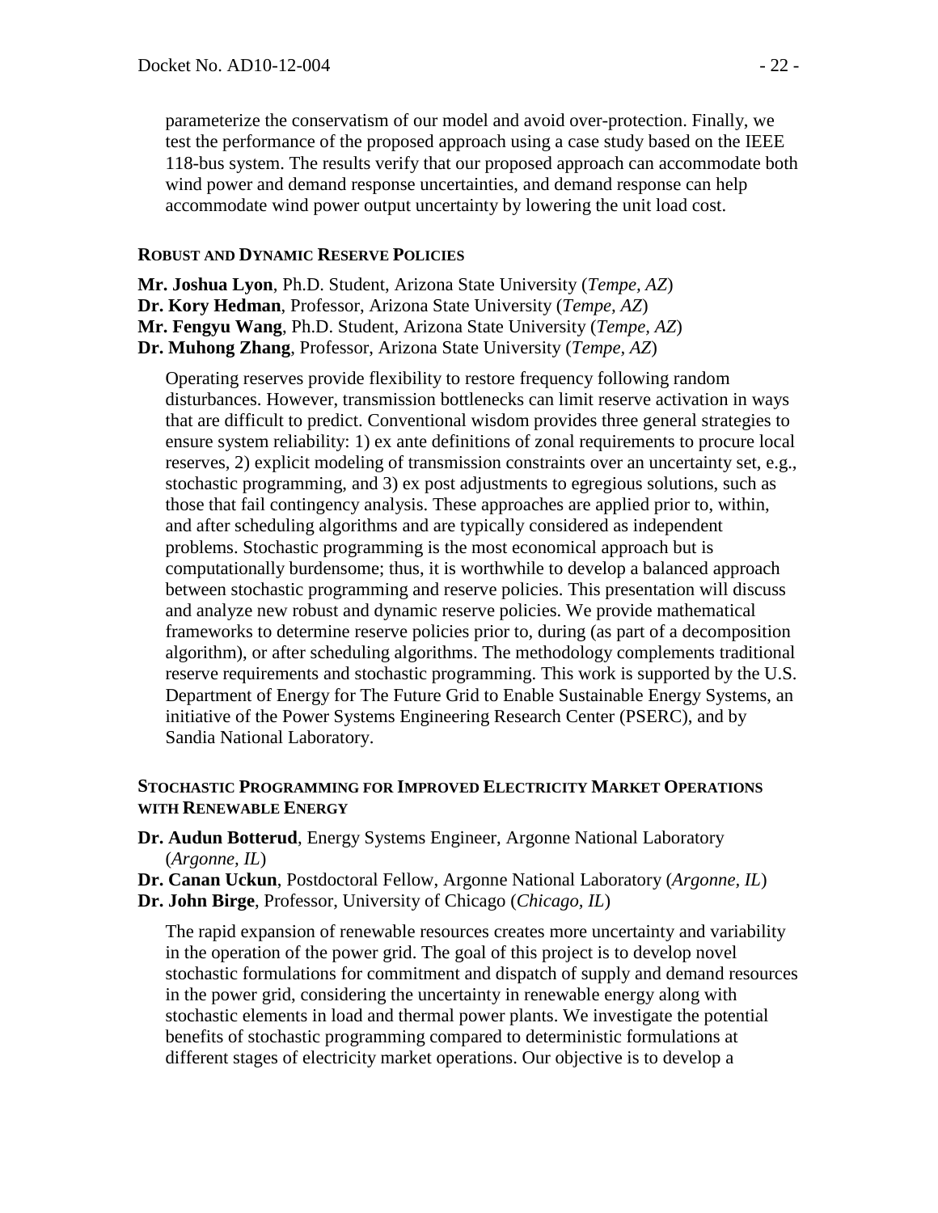parameterize the conservatism of our model and avoid over-protection. Finally, we test the performance of the proposed approach using a case study based on the IEEE 118-bus system. The results verify that our proposed approach can accommodate both wind power and demand response uncertainties, and demand response can help accommodate wind power output uncertainty by lowering the unit load cost.

### Robust and Dynamic Reserve Policies

**Mr. Joshua Lyon**, Ph.D. Student, Arizona State University (*Tempe, AZ*)
**Dr. Kory Hedman**, Professor, Arizona State University (*Tempe, AZ*)
**Mr. Fengyu Wang**, Ph.D. Student, Arizona State University (*Tempe, AZ*)
**Dr. Muhong Zhang**, Professor, Arizona State University (*Tempe, AZ*)

Operating reserves provide flexibility to restore frequency following random disturbances. However, transmission bottlenecks can limit reserve activation in ways that are difficult to predict. Conventional wisdom provides three general strategies to ensure system reliability: 1) ex ante definitions of zonal requirements to procure local reserves, 2) explicit modeling of transmission constraints over an uncertainty set, e.g., stochastic programming, and 3) ex post adjustments to egregious solutions, such as those that fail contingency analysis. These approaches are applied prior to, within, and after scheduling algorithms and are typically considered as independent problems. Stochastic programming is the most economical approach but is computationally burdensome; thus, it is worthwhile to develop a balanced approach between stochastic programming and reserve policies. This presentation will discuss and analyze new robust and dynamic reserve policies. We provide mathematical frameworks to determine reserve policies prior to, during (as part of a decomposition algorithm), or after scheduling algorithms. The methodology complements traditional reserve requirements and stochastic programming. This work is supported by the U.S. Department of Energy for The Future Grid to Enable Sustainable Energy Systems, an initiative of the Power Systems Engineering Research Center (PSERC), and by Sandia National Laboratory.

### Stochastic Programming for Improved Electricity Market Operations with Renewable Energy

**Dr. Audun Botterud**, Energy Systems Engineer, Argonne National Laboratory (*Argonne, IL*)
**Dr. Canan Uckun**, Postdoctoral Fellow, Argonne National Laboratory (*Argonne, IL*)
**Dr. John Birge**, Professor, University of Chicago (*Chicago, IL*)

The rapid expansion of renewable resources creates more uncertainty and variability in the operation of the power grid. The goal of this project is to develop novel stochastic formulations for commitment and dispatch of supply and demand resources in the power grid, considering the uncertainty in renewable energy along with stochastic elements in load and thermal power plants. We investigate the potential benefits of stochastic programming compared to deterministic formulations at different stages of electricity market operations. Our objective is to develop a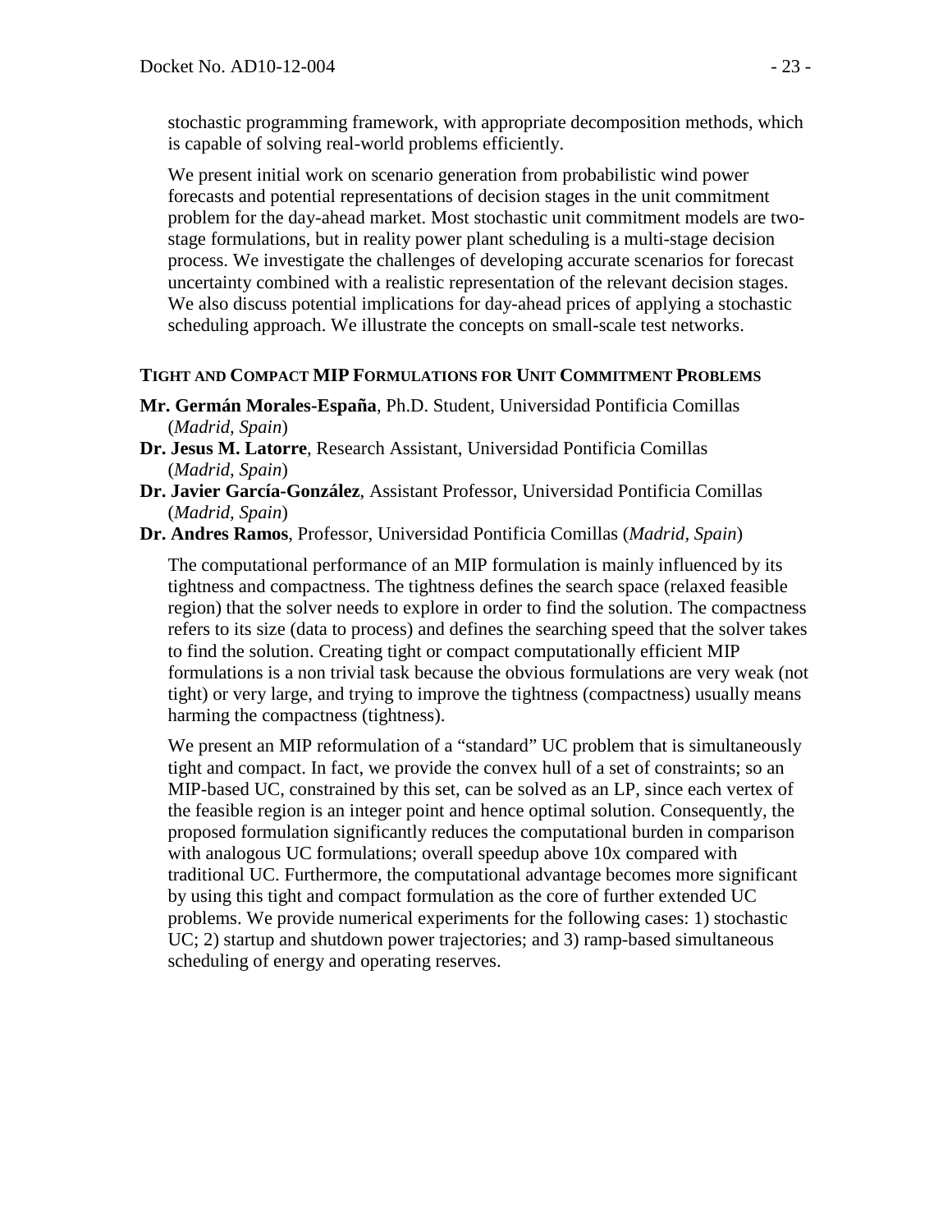stochastic programming framework, with appropriate decomposition methods, which is capable of solving real-world problems efficiently.

We present initial work on scenario generation from probabilistic wind power forecasts and potential representations of decision stages in the unit commitment problem for the day-ahead market. Most stochastic unit commitment models are two-stage formulations, but in reality power plant scheduling is a multi-stage decision process. We investigate the challenges of developing accurate scenarios for forecast uncertainty combined with a realistic representation of the relevant decision stages. We also discuss potential implications for day-ahead prices of applying a stochastic scheduling approach. We illustrate the concepts on small-scale test networks.

### TIGHT AND COMPACT MIP FORMULATIONS FOR UNIT COMMITMENT PROBLEMS

**Mr. Germán Morales-España**, Ph.D. Student, Universidad Pontificia Comillas (*Madrid, Spain*)
**Dr. Jesus M. Latorre**, Research Assistant, Universidad Pontificia Comillas (*Madrid, Spain*)
**Dr. Javier García-González**, Assistant Professor, Universidad Pontificia Comillas (*Madrid, Spain*)
**Dr. Andres Ramos**, Professor, Universidad Pontificia Comillas (*Madrid, Spain*)

The computational performance of an MIP formulation is mainly influenced by its tightness and compactness. The tightness defines the search space (relaxed feasible region) that the solver needs to explore in order to find the solution. The compactness refers to its size (data to process) and defines the searching speed that the solver takes to find the solution. Creating tight or compact computationally efficient MIP formulations is a non trivial task because the obvious formulations are very weak (not tight) or very large, and trying to improve the tightness (compactness) usually means harming the compactness (tightness).

We present an MIP reformulation of a "standard" UC problem that is simultaneously tight and compact. In fact, we provide the convex hull of a set of constraints; so an MIP-based UC, constrained by this set, can be solved as an LP, since each vertex of the feasible region is an integer point and hence optimal solution. Consequently, the proposed formulation significantly reduces the computational burden in comparison with analogous UC formulations; overall speedup above 10x compared with traditional UC. Furthermore, the computational advantage becomes more significant by using this tight and compact formulation as the core of further extended UC problems. We provide numerical experiments for the following cases: 1) stochastic UC; 2) startup and shutdown power trajectories; and 3) ramp-based simultaneous scheduling of energy and operating reserves.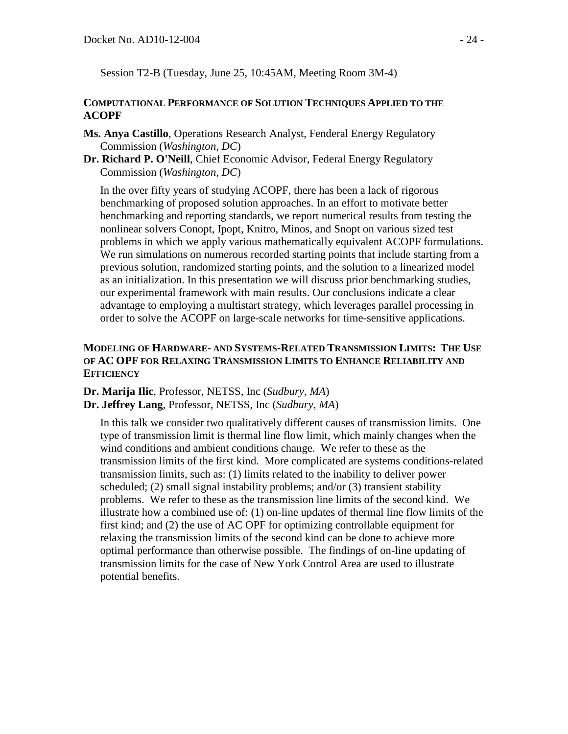Session T2-B (Tuesday, June 25, 10:45AM, Meeting Room 3M-4)

**COMPUTATIONAL PERFORMANCE OF SOLUTION TECHNIQUES APPLIED TO THE ACOPF**

**Ms. Anya Castillo**, Operations Research Analyst, Fenderal Energy Regulatory Commission (*Washington, DC*)

**Dr. Richard P. O'Neill**, Chief Economic Advisor, Federal Energy Regulatory Commission (*Washington, DC*)

In the over fifty years of studying ACOPF, there has been a lack of rigorous benchmarking of proposed solution approaches. In an effort to motivate better benchmarking and reporting standards, we report numerical results from testing the nonlinear solvers Conopt, Ipopt, Knitro, Minos, and Snopt on various sized test problems in which we apply various mathematically equivalent ACOPF formulations. We run simulations on numerous recorded starting points that include starting from a previous solution, randomized starting points, and the solution to a linearized model as an initialization. In this presentation we will discuss prior benchmarking studies, our experimental framework with main results. Our conclusions indicate a clear advantage to employing a multistart strategy, which leverages parallel processing in order to solve the ACOPF on large-scale networks for time-sensitive applications.

**MODELING OF HARDWARE- AND SYSTEMS-RELATED TRANSMISSION LIMITS: THE USE OF AC OPF FOR RELAXING TRANSMISSION LIMITS TO ENHANCE RELIABILITY AND EFFICIENCY**

**Dr. Marija Ilic**, Professor, NETSS, Inc (*Sudbury, MA*)

**Dr. Jeffrey Lang**, Professor, NETSS, Inc (*Sudbury, MA*)

In this talk we consider two qualitatively different causes of transmission limits. One type of transmission limit is thermal line flow limit, which mainly changes when the wind conditions and ambient conditions change. We refer to these as the transmission limits of the first kind. More complicated are systems conditions-related transmission limits, such as: (1) limits related to the inability to deliver power scheduled; (2) small signal instability problems; and/or (3) transient stability problems. We refer to these as the transmission line limits of the second kind. We illustrate how a combined use of: (1) on-line updates of thermal line flow limits of the first kind; and (2) the use of AC OPF for optimizing controllable equipment for relaxing the transmission limits of the second kind can be done to achieve more optimal performance than otherwise possible. The findings of on-line updating of transmission limits for the case of New York Control Area are used to illustrate potential benefits.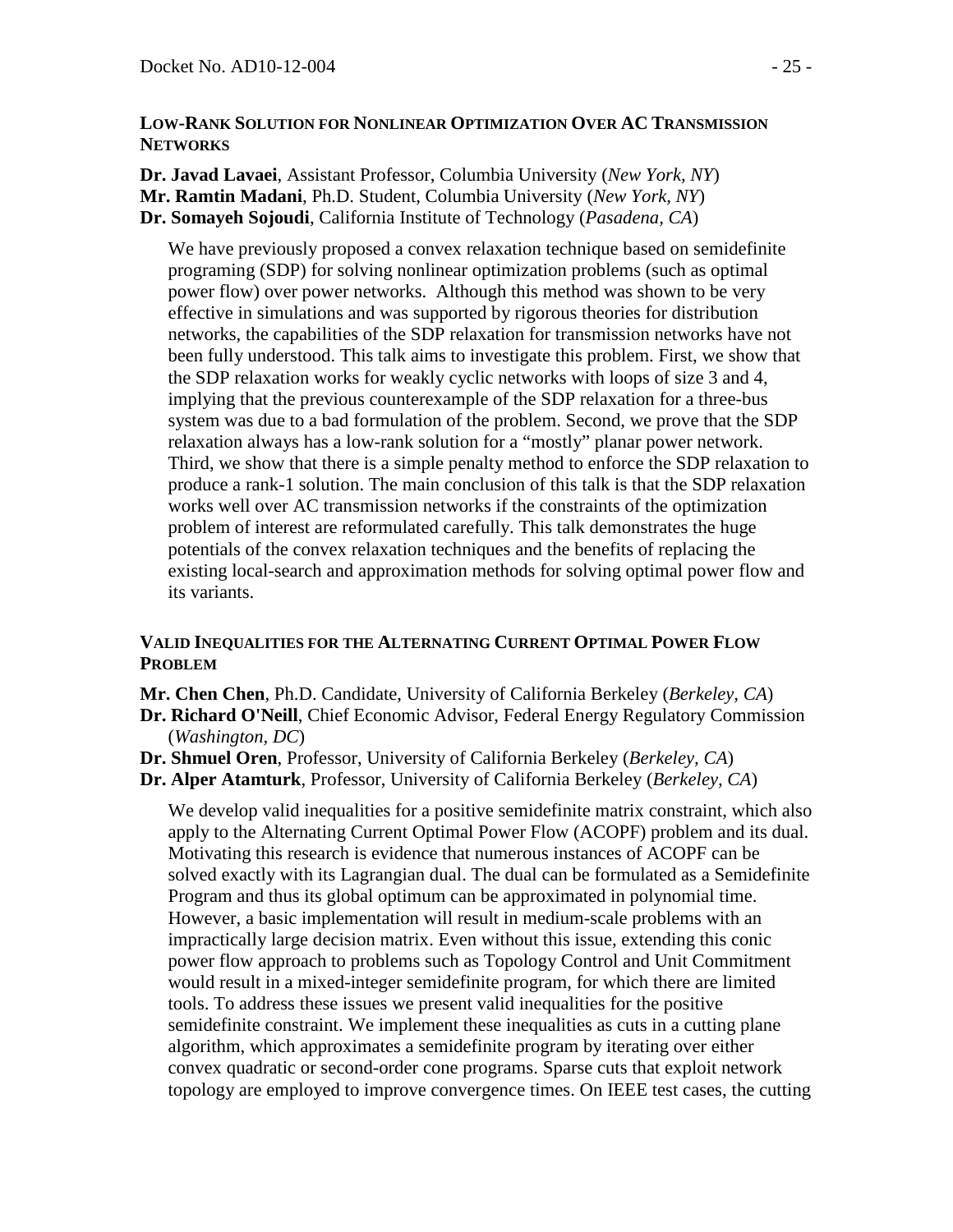### LOW-RANK SOLUTION FOR NONLINEAR OPTIMIZATION OVER AC TRANSMISSION NETWORKS

**Dr. Javad Lavaei**, Assistant Professor, Columbia University (*New York, NY*)
**Mr. Ramtin Madani**, Ph.D. Student, Columbia University (*New York, NY*)
**Dr. Somayeh Sojoudi**, California Institute of Technology (*Pasadena, CA*)

We have previously proposed a convex relaxation technique based on semidefinite programing (SDP) for solving nonlinear optimization problems (such as optimal power flow) over power networks. Although this method was shown to be very effective in simulations and was supported by rigorous theories for distribution networks, the capabilities of the SDP relaxation for transmission networks have not been fully understood. This talk aims to investigate this problem. First, we show that the SDP relaxation works for weakly cyclic networks with loops of size 3 and 4, implying that the previous counterexample of the SDP relaxation for a three-bus system was due to a bad formulation of the problem. Second, we prove that the SDP relaxation always has a low-rank solution for a "mostly" planar power network. Third, we show that there is a simple penalty method to enforce the SDP relaxation to produce a rank-1 solution. The main conclusion of this talk is that the SDP relaxation works well over AC transmission networks if the constraints of the optimization problem of interest are reformulated carefully. This talk demonstrates the huge potentials of the convex relaxation techniques and the benefits of replacing the existing local-search and approximation methods for solving optimal power flow and its variants.

### VALID INEQUALITIES FOR THE ALTERNATING CURRENT OPTIMAL POWER FLOW PROBLEM

**Mr. Chen Chen**, Ph.D. Candidate, University of California Berkeley (*Berkeley, CA*)
**Dr. Richard O'Neill**, Chief Economic Advisor, Federal Energy Regulatory Commission (*Washington, DC*)
**Dr. Shmuel Oren**, Professor, University of California Berkeley (*Berkeley, CA*)
**Dr. Alper Atamturk**, Professor, University of California Berkeley (*Berkeley, CA*)

We develop valid inequalities for a positive semidefinite matrix constraint, which also apply to the Alternating Current Optimal Power Flow (ACOPF) problem and its dual. Motivating this research is evidence that numerous instances of ACOPF can be solved exactly with its Lagrangian dual. The dual can be formulated as a Semidefinite Program and thus its global optimum can be approximated in polynomial time. However, a basic implementation will result in medium-scale problems with an impractically large decision matrix. Even without this issue, extending this conic power flow approach to problems such as Topology Control and Unit Commitment would result in a mixed-integer semidefinite program, for which there are limited tools. To address these issues we present valid inequalities for the positive semidefinite constraint. We implement these inequalities as cuts in a cutting plane algorithm, which approximates a semidefinite program by iterating over either convex quadratic or second-order cone programs. Sparse cuts that exploit network topology are employed to improve convergence times. On IEEE test cases, the cutting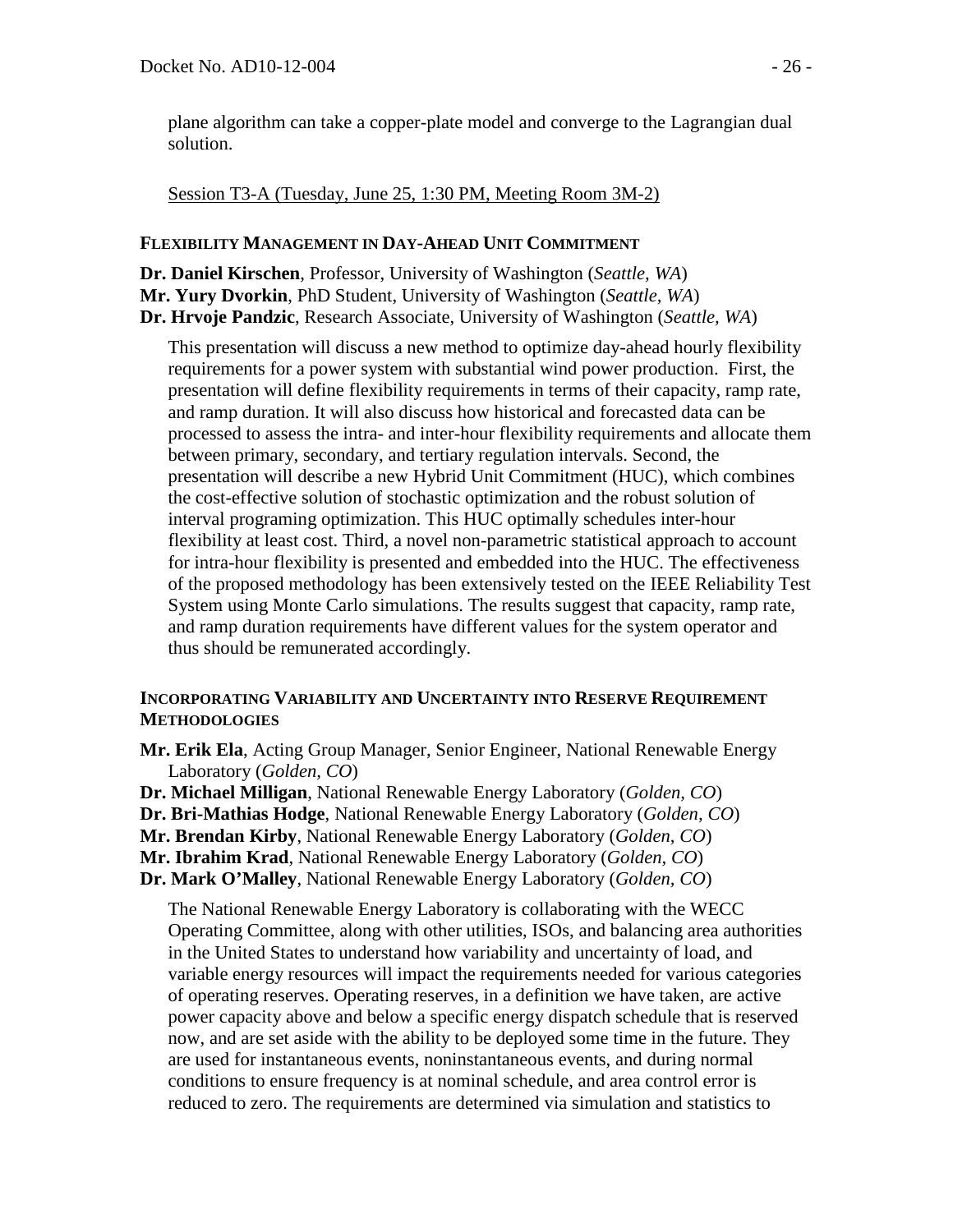plane algorithm can take a copper-plate model and converge to the Lagrangian dual solution.

Session T3-A (Tuesday, June 25, 1:30 PM, Meeting Room 3M-2)

**FLEXIBILITY MANAGEMENT IN DAY-AHEAD UNIT COMMITMENT**

**Dr. Daniel Kirschen**, Professor, University of Washington (*Seattle, WA*)
**Mr. Yury Dvorkin**, PhD Student, University of Washington (*Seattle, WA*)
**Dr. Hrvoje Pandzic**, Research Associate, University of Washington (*Seattle, WA*)

This presentation will discuss a new method to optimize day-ahead hourly flexibility requirements for a power system with substantial wind power production. First, the presentation will define flexibility requirements in terms of their capacity, ramp rate, and ramp duration. It will also discuss how historical and forecasted data can be processed to assess the intra- and inter-hour flexibility requirements and allocate them between primary, secondary, and tertiary regulation intervals. Second, the presentation will describe a new Hybrid Unit Commitment (HUC), which combines the cost-effective solution of stochastic optimization and the robust solution of interval programing optimization. This HUC optimally schedules inter-hour flexibility at least cost. Third, a novel non-parametric statistical approach to account for intra-hour flexibility is presented and embedded into the HUC. The effectiveness of the proposed methodology has been extensively tested on the IEEE Reliability Test System using Monte Carlo simulations. The results suggest that capacity, ramp rate, and ramp duration requirements have different values for the system operator and thus should be remunerated accordingly.

**INCORPORATING VARIABILITY AND UNCERTAINTY INTO RESERVE REQUIREMENT METHODOLOGIES**

**Mr. Erik Ela**, Acting Group Manager, Senior Engineer, National Renewable Energy Laboratory (*Golden, CO*)
**Dr. Michael Milligan**, National Renewable Energy Laboratory (*Golden, CO*)
**Dr. Bri-Mathias Hodge**, National Renewable Energy Laboratory (*Golden, CO*)
**Mr. Brendan Kirby**, National Renewable Energy Laboratory (*Golden, CO*)
**Mr. Ibrahim Krad**, National Renewable Energy Laboratory (*Golden, CO*)
**Dr. Mark O'Malley**, National Renewable Energy Laboratory (*Golden, CO*)

The National Renewable Energy Laboratory is collaborating with the WECC Operating Committee, along with other utilities, ISOs, and balancing area authorities in the United States to understand how variability and uncertainty of load, and variable energy resources will impact the requirements needed for various categories of operating reserves. Operating reserves, in a definition we have taken, are active power capacity above and below a specific energy dispatch schedule that is reserved now, and are set aside with the ability to be deployed some time in the future. They are used for instantaneous events, noninstantaneous events, and during normal conditions to ensure frequency is at nominal schedule, and area control error is reduced to zero. The requirements are determined via simulation and statistics to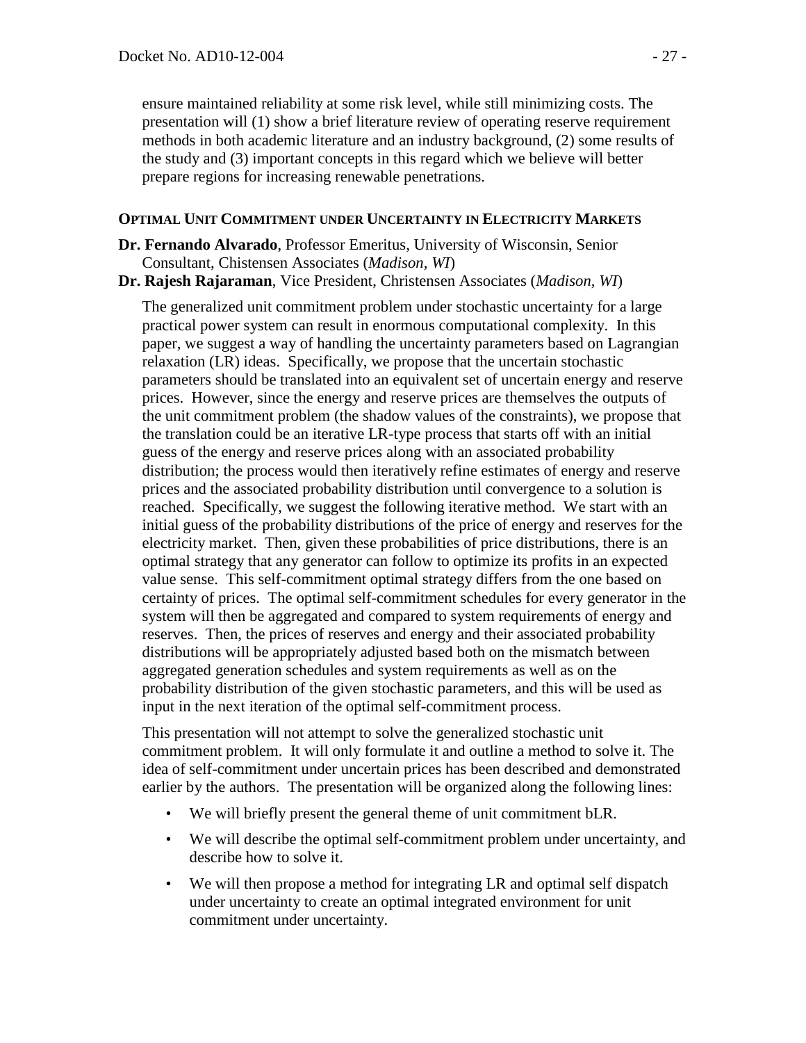ensure maintained reliability at some risk level, while still minimizing costs. The presentation will (1) show a brief literature review of operating reserve requirement methods in both academic literature and an industry background, (2) some results of the study and (3) important concepts in this regard which we believe will better prepare regions for increasing renewable penetrations.

**OPTIMAL UNIT COMMITMENT UNDER UNCERTAINTY IN ELECTRICITY MARKETS**

**Dr. Fernando Alvarado**, Professor Emeritus, University of Wisconsin, Senior Consultant, Chistensen Associates (*Madison, WI*)

**Dr. Rajesh Rajaraman**, Vice President, Christensen Associates (*Madison, WI*)

The generalized unit commitment problem under stochastic uncertainty for a large practical power system can result in enormous computational complexity. In this paper, we suggest a way of handling the uncertainty parameters based on Lagrangian relaxation (LR) ideas. Specifically, we propose that the uncertain stochastic parameters should be translated into an equivalent set of uncertain energy and reserve prices. However, since the energy and reserve prices are themselves the outputs of the unit commitment problem (the shadow values of the constraints), we propose that the translation could be an iterative LR-type process that starts off with an initial guess of the energy and reserve prices along with an associated probability distribution; the process would then iteratively refine estimates of energy and reserve prices and the associated probability distribution until convergence to a solution is reached. Specifically, we suggest the following iterative method. We start with an initial guess of the probability distributions of the price of energy and reserves for the electricity market. Then, given these probabilities of price distributions, there is an optimal strategy that any generator can follow to optimize its profits in an expected value sense. This self-commitment optimal strategy differs from the one based on certainty of prices. The optimal self-commitment schedules for every generator in the system will then be aggregated and compared to system requirements of energy and reserves. Then, the prices of reserves and energy and their associated probability distributions will be appropriately adjusted based both on the mismatch between aggregated generation schedules and system requirements as well as on the probability distribution of the given stochastic parameters, and this will be used as input in the next iteration of the optimal self-commitment process.

This presentation will not attempt to solve the generalized stochastic unit commitment problem. It will only formulate it and outline a method to solve it. The idea of self-commitment under uncertain prices has been described and demonstrated earlier by the authors. The presentation will be organized along the following lines:

- We will briefly present the general theme of unit commitment bLR.
- We will describe the optimal self-commitment problem under uncertainty, and describe how to solve it.
- We will then propose a method for integrating LR and optimal self dispatch under uncertainty to create an optimal integrated environment for unit commitment under uncertainty.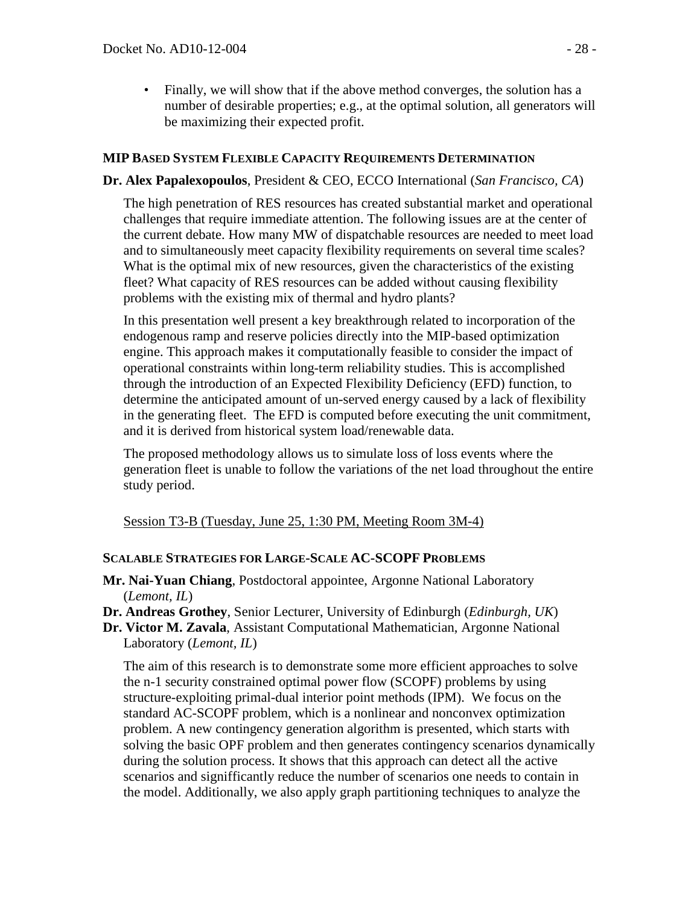- Finally, we will show that if the above method converges, the solution has a number of desirable properties; e.g., at the optimal solution, all generators will be maximizing their expected profit.

### MIP Based System Flexible Capacity Requirements Determination

**Dr. Alex Papalexopoulos**, President & CEO, ECCO International (*San Francisco, CA*)

The high penetration of RES resources has created substantial market and operational challenges that require immediate attention. The following issues are at the center of the current debate. How many MW of dispatchable resources are needed to meet load and to simultaneously meet capacity flexibility requirements on several time scales? What is the optimal mix of new resources, given the characteristics of the existing fleet? What capacity of RES resources can be added without causing flexibility problems with the existing mix of thermal and hydro plants?

In this presentation well present a key breakthrough related to incorporation of the endogenous ramp and reserve policies directly into the MIP-based optimization engine. This approach makes it computationally feasible to consider the impact of operational constraints within long-term reliability studies. This is accomplished through the introduction of an Expected Flexibility Deficiency (EFD) function, to determine the anticipated amount of un-served energy caused by a lack of flexibility in the generating fleet. The EFD is computed before executing the unit commitment, and it is derived from historical system load/renewable data.

The proposed methodology allows us to simulate loss of loss events where the generation fleet is unable to follow the variations of the net load throughout the entire study period.

Session T3-B (Tuesday, June 25, 1:30 PM, Meeting Room 3M-4)

### Scalable Strategies for Large-Scale AC-SCOPF Problems

**Mr. Nai-Yuan Chiang**, Postdoctoral appointee, Argonne National Laboratory (*Lemont, IL*)
**Dr. Andreas Grothey**, Senior Lecturer, University of Edinburgh (*Edinburgh, UK*)
**Dr. Victor M. Zavala**, Assistant Computational Mathematician, Argonne National Laboratory (*Lemont, IL*)

The aim of this research is to demonstrate some more efficient approaches to solve the n-1 security constrained optimal power flow (SCOPF) problems by using structure-exploiting primal-dual interior point methods (IPM). We focus on the standard AC-SCOPF problem, which is a nonlinear and nonconvex optimization problem. A new contingency generation algorithm is presented, which starts with solving the basic OPF problem and then generates contingency scenarios dynamically during the solution process. It shows that this approach can detect all the active scenarios and signifficantly reduce the number of scenarios one needs to contain in the model. Additionally, we also apply graph partitioning techniques to analyze the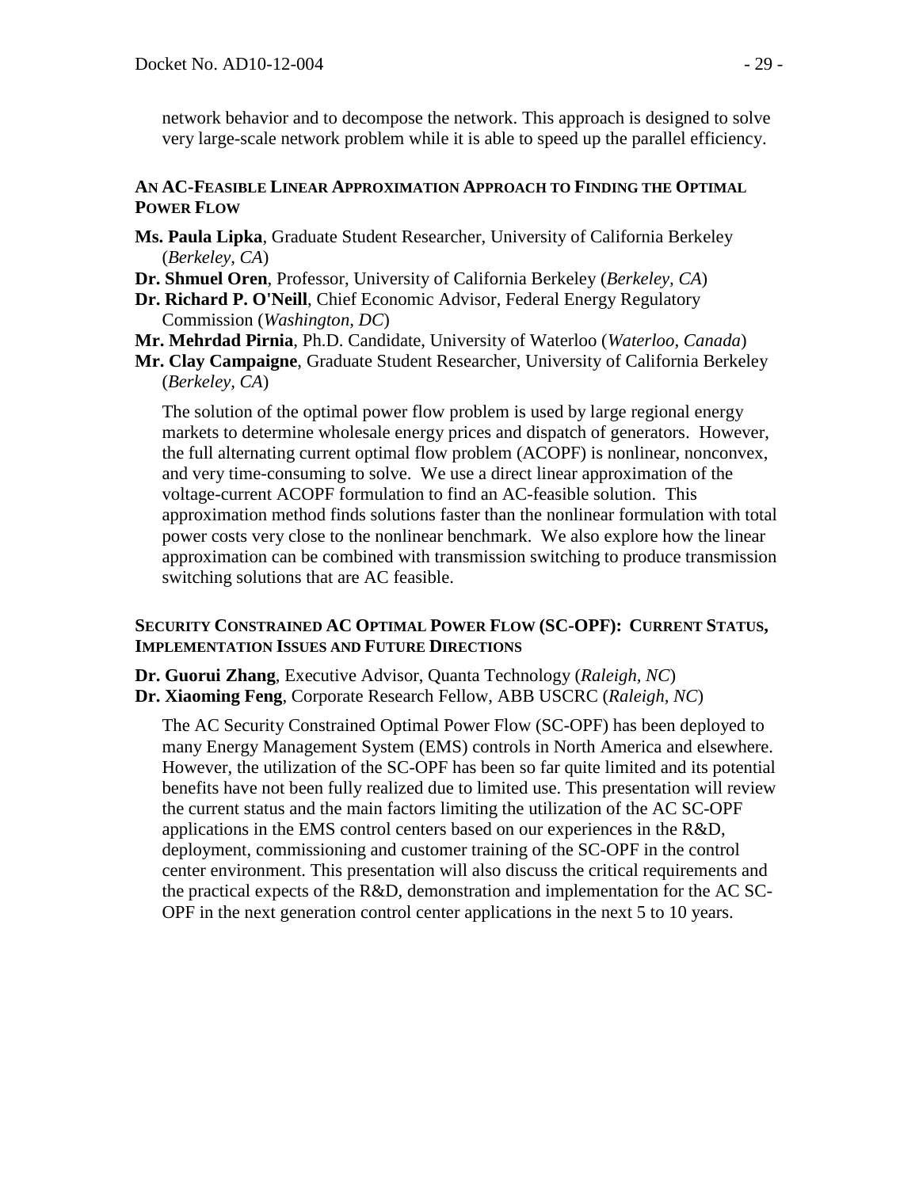network behavior and to decompose the network. This approach is designed to solve very large-scale network problem while it is able to speed up the parallel efficiency.

### AN AC-FEASIBLE LINEAR APPROXIMATION APPROACH TO FINDING THE OPTIMAL POWER FLOW

**Ms. Paula Lipka**, Graduate Student Researcher, University of California Berkeley (*Berkeley, CA*)
**Dr. Shmuel Oren**, Professor, University of California Berkeley (*Berkeley, CA*)
**Dr. Richard P. O'Neill**, Chief Economic Advisor, Federal Energy Regulatory Commission (*Washington, DC*)
**Mr. Mehrdad Pirnia**, Ph.D. Candidate, University of Waterloo (*Waterloo, Canada*)
**Mr. Clay Campaigne**, Graduate Student Researcher, University of California Berkeley (*Berkeley, CA*)

The solution of the optimal power flow problem is used by large regional energy markets to determine wholesale energy prices and dispatch of generators. However, the full alternating current optimal flow problem (ACOPF) is nonlinear, nonconvex, and very time-consuming to solve. We use a direct linear approximation of the voltage-current ACOPF formulation to find an AC-feasible solution. This approximation method finds solutions faster than the nonlinear formulation with total power costs very close to the nonlinear benchmark. We also explore how the linear approximation can be combined with transmission switching to produce transmission switching solutions that are AC feasible.

### SECURITY CONSTRAINED AC OPTIMAL POWER FLOW (SC-OPF): CURRENT STATUS, IMPLEMENTATION ISSUES AND FUTURE DIRECTIONS

**Dr. Guorui Zhang**, Executive Advisor, Quanta Technology (*Raleigh, NC*)
**Dr. Xiaoming Feng**, Corporate Research Fellow, ABB USCRC (*Raleigh, NC*)

The AC Security Constrained Optimal Power Flow (SC-OPF) has been deployed to many Energy Management System (EMS) controls in North America and elsewhere. However, the utilization of the SC-OPF has been so far quite limited and its potential benefits have not been fully realized due to limited use. This presentation will review the current status and the main factors limiting the utilization of the AC SC-OPF applications in the EMS control centers based on our experiences in the R&D, deployment, commissioning and customer training of the SC-OPF in the control center environment. This presentation will also discuss the critical requirements and the practical expects of the R&D, demonstration and implementation for the AC SC-OPF in the next generation control center applications in the next 5 to 10 years.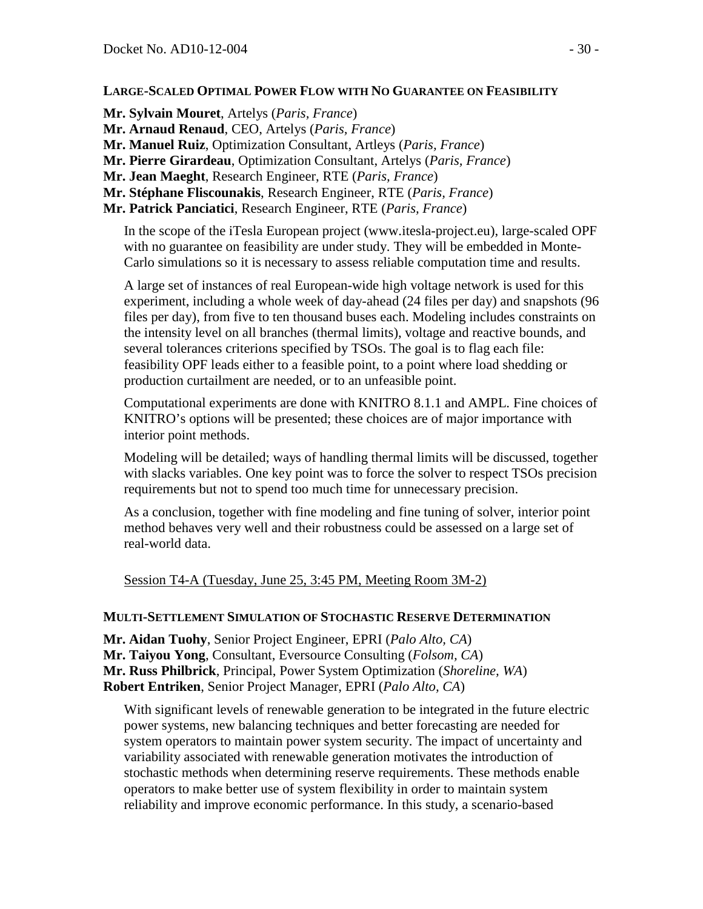### LARGE-SCALED OPTIMAL POWER FLOW WITH NO GUARANTEE ON FEASIBILITY

**Mr. Sylvain Mouret**, Artelys (*Paris, France*)
**Mr. Arnaud Renaud**, CEO, Artelys (*Paris, France*)
**Mr. Manuel Ruiz**, Optimization Consultant, Artleys (*Paris, France*)
**Mr. Pierre Girardeau**, Optimization Consultant, Artelys (*Paris, France*)
**Mr. Jean Maeght**, Research Engineer, RTE (*Paris, France*)
**Mr. Stéphane Fliscounakis**, Research Engineer, RTE (*Paris, France*)
**Mr. Patrick Panciatici**, Research Engineer, RTE (*Paris, France*)

In the scope of the iTesla European project (www.itesla-project.eu), large-scaled OPF with no guarantee on feasibility are under study. They will be embedded in Monte-Carlo simulations so it is necessary to assess reliable computation time and results.

A large set of instances of real European-wide high voltage network is used for this experiment, including a whole week of day-ahead (24 files per day) and snapshots (96 files per day), from five to ten thousand buses each. Modeling includes constraints on the intensity level on all branches (thermal limits), voltage and reactive bounds, and several tolerances criterions specified by TSOs. The goal is to flag each file: feasibility OPF leads either to a feasible point, to a point where load shedding or production curtailment are needed, or to an unfeasible point.

Computational experiments are done with KNITRO 8.1.1 and AMPL. Fine choices of KNITRO's options will be presented; these choices are of major importance with interior point methods.

Modeling will be detailed; ways of handling thermal limits will be discussed, together with slacks variables. One key point was to force the solver to respect TSOs precision requirements but not to spend too much time for unnecessary precision.

As a conclusion, together with fine modeling and fine tuning of solver, interior point method behaves very well and their robustness could be assessed on a large set of real-world data.

Session T4-A (Tuesday, June 25, 3:45 PM, Meeting Room 3M-2)

### MULTI-SETTLEMENT SIMULATION OF STOCHASTIC RESERVE DETERMINATION

**Mr. Aidan Tuohy**, Senior Project Engineer, EPRI (*Palo Alto, CA*)
**Mr. Taiyou Yong**, Consultant, Eversource Consulting (*Folsom, CA*)
**Mr. Russ Philbrick**, Principal, Power System Optimization (*Shoreline, WA*)
**Robert Entriken**, Senior Project Manager, EPRI (*Palo Alto, CA*)

With significant levels of renewable generation to be integrated in the future electric power systems, new balancing techniques and better forecasting are needed for system operators to maintain power system security. The impact of uncertainty and variability associated with renewable generation motivates the introduction of stochastic methods when determining reserve requirements. These methods enable operators to make better use of system flexibility in order to maintain system reliability and improve economic performance. In this study, a scenario-based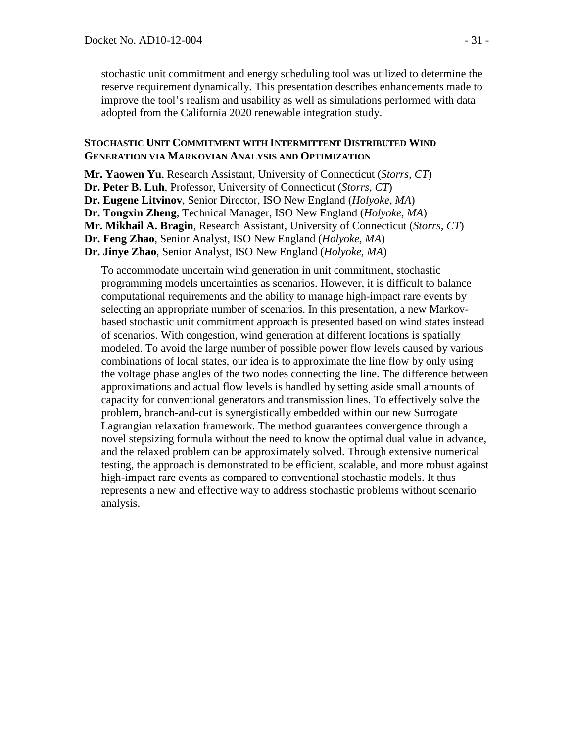stochastic unit commitment and energy scheduling tool was utilized to determine the reserve requirement dynamically. This presentation describes enhancements made to improve the tool's realism and usability as well as simulations performed with data adopted from the California 2020 renewable integration study.

### Stochastic Unit Commitment with Intermittent Distributed Wind Generation via Markovian Analysis and Optimization

**Mr. Yaowen Yu**, Research Assistant, University of Connecticut (*Storrs, CT*)
**Dr. Peter B. Luh**, Professor, University of Connecticut (*Storrs, CT*)
**Dr. Eugene Litvinov**, Senior Director, ISO New England (*Holyoke, MA*)
**Dr. Tongxin Zheng**, Technical Manager, ISO New England (*Holyoke, MA*)
**Mr. Mikhail A. Bragin**, Research Assistant, University of Connecticut (*Storrs, CT*)
**Dr. Feng Zhao**, Senior Analyst, ISO New England (*Holyoke, MA*)
**Dr. Jinye Zhao**, Senior Analyst, ISO New England (*Holyoke, MA*)

To accommodate uncertain wind generation in unit commitment, stochastic programming models uncertainties as scenarios. However, it is difficult to balance computational requirements and the ability to manage high-impact rare events by selecting an appropriate number of scenarios. In this presentation, a new Markov-based stochastic unit commitment approach is presented based on wind states instead of scenarios. With congestion, wind generation at different locations is spatially modeled. To avoid the large number of possible power flow levels caused by various combinations of local states, our idea is to approximate the line flow by only using the voltage phase angles of the two nodes connecting the line. The difference between approximations and actual flow levels is handled by setting aside small amounts of capacity for conventional generators and transmission lines. To effectively solve the problem, branch-and-cut is synergistically embedded within our new Surrogate Lagrangian relaxation framework. The method guarantees convergence through a novel stepsizing formula without the need to know the optimal dual value in advance, and the relaxed problem can be approximately solved. Through extensive numerical testing, the approach is demonstrated to be efficient, scalable, and more robust against high-impact rare events as compared to conventional stochastic models. It thus represents a new and effective way to address stochastic problems without scenario analysis.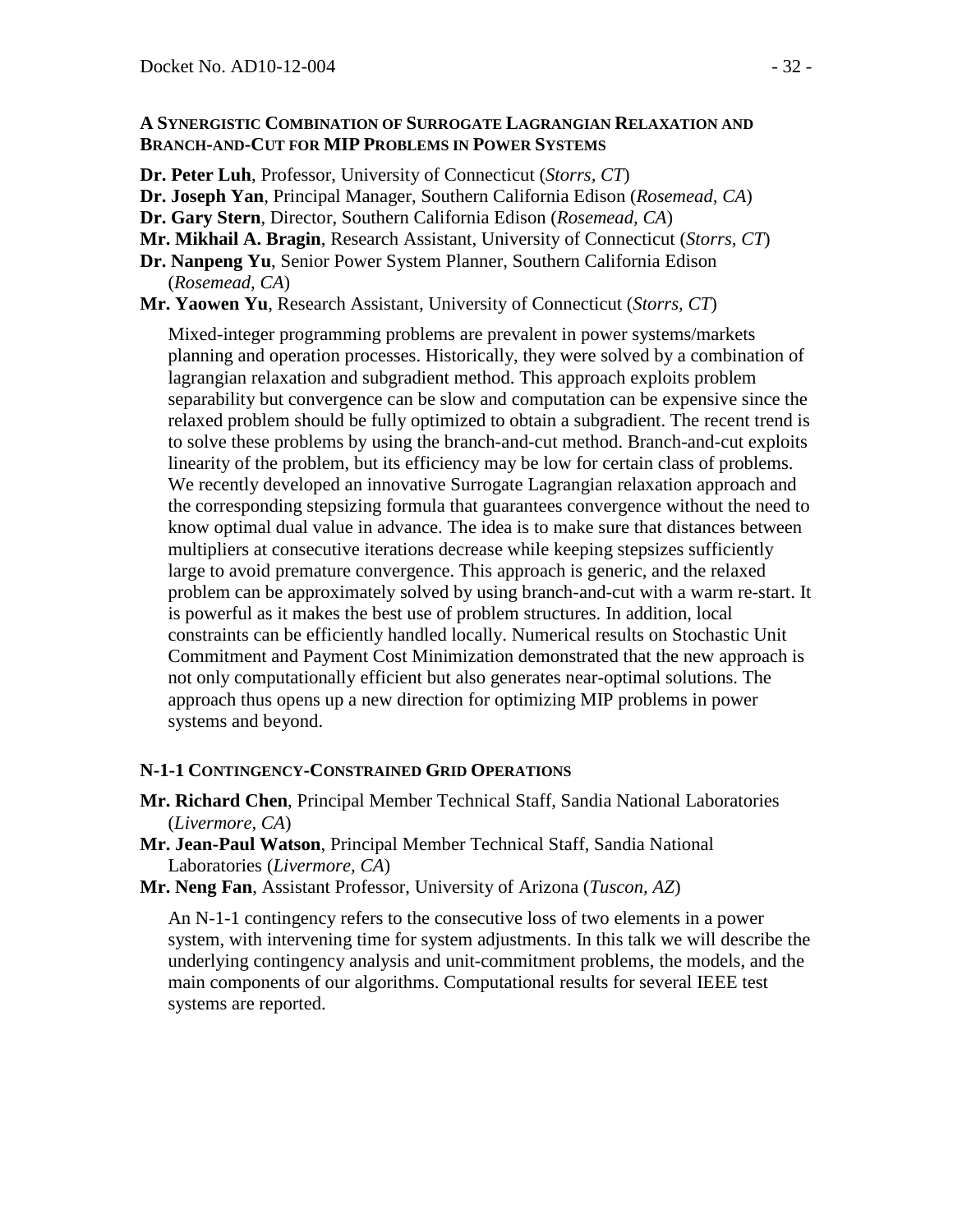### A SYNERGISTIC COMBINATION OF SURROGATE LAGRANGIAN RELAXATION AND BRANCH-AND-CUT FOR MIP PROBLEMS IN POWER SYSTEMS

**Dr. Peter Luh**, Professor, University of Connecticut (*Storrs, CT*)
**Dr. Joseph Yan**, Principal Manager, Southern California Edison (*Rosemead, CA*)
**Dr. Gary Stern**, Director, Southern California Edison (*Rosemead, CA*)
**Mr. Mikhail A. Bragin**, Research Assistant, University of Connecticut (*Storrs, CT*)
**Dr. Nanpeng Yu**, Senior Power System Planner, Southern California Edison (*Rosemead, CA*)
**Mr. Yaowen Yu**, Research Assistant, University of Connecticut (*Storrs, CT*)

Mixed-integer programming problems are prevalent in power systems/markets planning and operation processes. Historically, they were solved by a combination of lagrangian relaxation and subgradient method. This approach exploits problem separability but convergence can be slow and computation can be expensive since the relaxed problem should be fully optimized to obtain a subgradient. The recent trend is to solve these problems by using the branch-and-cut method. Branch-and-cut exploits linearity of the problem, but its efficiency may be low for certain class of problems. We recently developed an innovative Surrogate Lagrangian relaxation approach and the corresponding stepsizing formula that guarantees convergence without the need to know optimal dual value in advance. The idea is to make sure that distances between multipliers at consecutive iterations decrease while keeping stepsizes sufficiently large to avoid premature convergence. This approach is generic, and the relaxed problem can be approximately solved by using branch-and-cut with a warm re-start. It is powerful as it makes the best use of problem structures. In addition, local constraints can be efficiently handled locally. Numerical results on Stochastic Unit Commitment and Payment Cost Minimization demonstrated that the new approach is not only computationally efficient but also generates near-optimal solutions. The approach thus opens up a new direction for optimizing MIP problems in power systems and beyond.

### N-1-1 CONTINGENCY-CONSTRAINED GRID OPERATIONS

**Mr. Richard Chen**, Principal Member Technical Staff, Sandia National Laboratories (*Livermore, CA*)
**Mr. Jean-Paul Watson**, Principal Member Technical Staff, Sandia National Laboratories (*Livermore, CA*)
**Mr. Neng Fan**, Assistant Professor, University of Arizona (*Tuscon, AZ*)

An N-1-1 contingency refers to the consecutive loss of two elements in a power system, with intervening time for system adjustments. In this talk we will describe the underlying contingency analysis and unit-commitment problems, the models, and the main components of our algorithms. Computational results for several IEEE test systems are reported.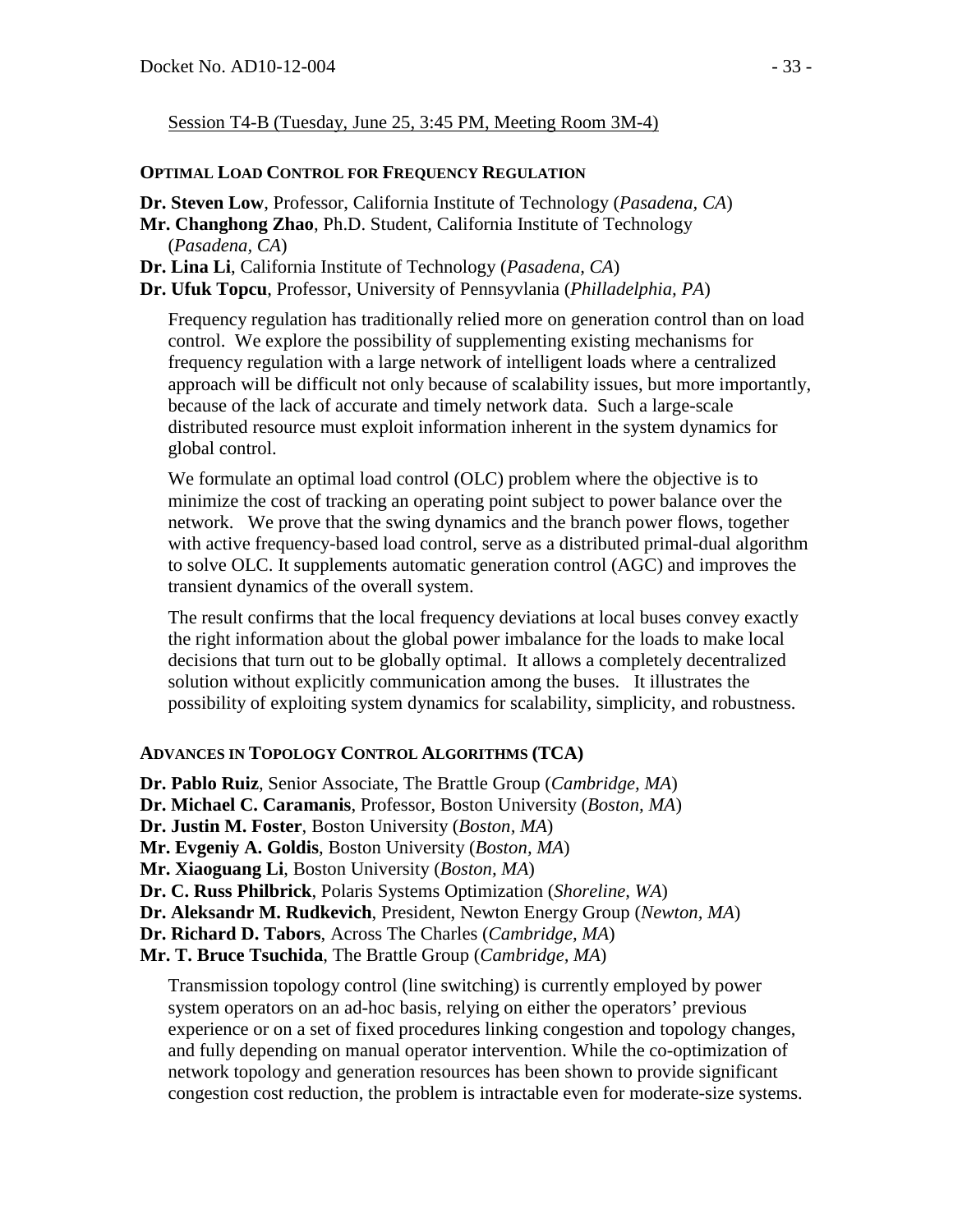Session T4-B (Tuesday, June 25, 3:45 PM, Meeting Room 3M-4)

### OPTIMAL LOAD CONTROL FOR FREQUENCY REGULATION

**Dr. Steven Low**, Professor, California Institute of Technology (*Pasadena, CA*)
**Mr. Changhong Zhao**, Ph.D. Student, California Institute of Technology (*Pasadena, CA*)
**Dr. Lina Li**, California Institute of Technology (*Pasadena, CA*)
**Dr. Ufuk Topcu**, Professor, University of Pennsyvlania (*Philladelphia, PA*)

Frequency regulation has traditionally relied more on generation control than on load control. We explore the possibility of supplementing existing mechanisms for frequency regulation with a large network of intelligent loads where a centralized approach will be difficult not only because of scalability issues, but more importantly, because of the lack of accurate and timely network data. Such a large-scale distributed resource must exploit information inherent in the system dynamics for global control.

We formulate an optimal load control (OLC) problem where the objective is to minimize the cost of tracking an operating point subject to power balance over the network. We prove that the swing dynamics and the branch power flows, together with active frequency-based load control, serve as a distributed primal-dual algorithm to solve OLC. It supplements automatic generation control (AGC) and improves the transient dynamics of the overall system.

The result confirms that the local frequency deviations at local buses convey exactly the right information about the global power imbalance for the loads to make local decisions that turn out to be globally optimal. It allows a completely decentralized solution without explicitly communication among the buses. It illustrates the possibility of exploiting system dynamics for scalability, simplicity, and robustness.

### ADVANCES IN TOPOLOGY CONTROL ALGORITHMS (TCA)

**Dr. Pablo Ruiz**, Senior Associate, The Brattle Group (*Cambridge, MA*)
**Dr. Michael C. Caramanis**, Professor, Boston University (*Boston, MA*)
**Dr. Justin M. Foster**, Boston University (*Boston, MA*)
**Mr. Evgeniy A. Goldis**, Boston University (*Boston, MA*)
**Mr. Xiaoguang Li**, Boston University (*Boston, MA*)
**Dr. C. Russ Philbrick**, Polaris Systems Optimization (*Shoreline, WA*)
**Dr. Aleksandr M. Rudkevich**, President, Newton Energy Group (*Newton, MA*)
**Dr. Richard D. Tabors**, Across The Charles (*Cambridge, MA*)
**Mr. T. Bruce Tsuchida**, The Brattle Group (*Cambridge, MA*)

Transmission topology control (line switching) is currently employed by power system operators on an ad-hoc basis, relying on either the operators' previous experience or on a set of fixed procedures linking congestion and topology changes, and fully depending on manual operator intervention. While the co-optimization of network topology and generation resources has been shown to provide significant congestion cost reduction, the problem is intractable even for moderate-size systems.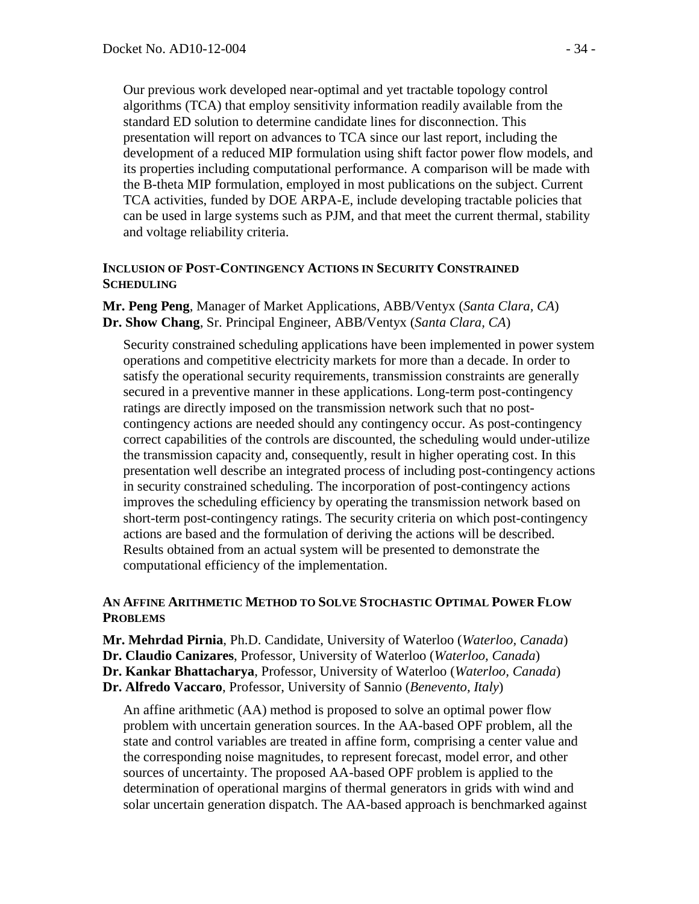Our previous work developed near-optimal and yet tractable topology control algorithms (TCA) that employ sensitivity information readily available from the standard ED solution to determine candidate lines for disconnection. This presentation will report on advances to TCA since our last report, including the development of a reduced MIP formulation using shift factor power flow models, and its properties including computational performance. A comparison will be made with the B-theta MIP formulation, employed in most publications on the subject. Current TCA activities, funded by DOE ARPA-E, include developing tractable policies that can be used in large systems such as PJM, and that meet the current thermal, stability and voltage reliability criteria.

### INCLUSION OF POST-CONTINGENCY ACTIONS IN SECURITY CONSTRAINED SCHEDULING

**Mr. Peng Peng**, Manager of Market Applications, ABB/Ventyx (*Santa Clara, CA*)
**Dr. Show Chang**, Sr. Principal Engineer, ABB/Ventyx (*Santa Clara, CA*)

Security constrained scheduling applications have been implemented in power system operations and competitive electricity markets for more than a decade. In order to satisfy the operational security requirements, transmission constraints are generally secured in a preventive manner in these applications. Long-term post-contingency ratings are directly imposed on the transmission network such that no post-contingency actions are needed should any contingency occur. As post-contingency correct capabilities of the controls are discounted, the scheduling would under-utilize the transmission capacity and, consequently, result in higher operating cost. In this presentation well describe an integrated process of including post-contingency actions in security constrained scheduling. The incorporation of post-contingency actions improves the scheduling efficiency by operating the transmission network based on short-term post-contingency ratings. The security criteria on which post-contingency actions are based and the formulation of deriving the actions will be described. Results obtained from an actual system will be presented to demonstrate the computational efficiency of the implementation.

### AN AFFINE ARITHMETIC METHOD TO SOLVE STOCHASTIC OPTIMAL POWER FLOW PROBLEMS

**Mr. Mehrdad Pirnia**, Ph.D. Candidate, University of Waterloo (*Waterloo, Canada*)
**Dr. Claudio Canizares**, Professor, University of Waterloo (*Waterloo, Canada*)
**Dr. Kankar Bhattacharya**, Professor, University of Waterloo (*Waterloo, Canada*)
**Dr. Alfredo Vaccaro**, Professor, University of Sannio (*Benevento, Italy*)

An affine arithmetic (AA) method is proposed to solve an optimal power flow problem with uncertain generation sources. In the AA-based OPF problem, all the state and control variables are treated in affine form, comprising a center value and the corresponding noise magnitudes, to represent forecast, model error, and other sources of uncertainty. The proposed AA-based OPF problem is applied to the determination of operational margins of thermal generators in grids with wind and solar uncertain generation dispatch. The AA-based approach is benchmarked against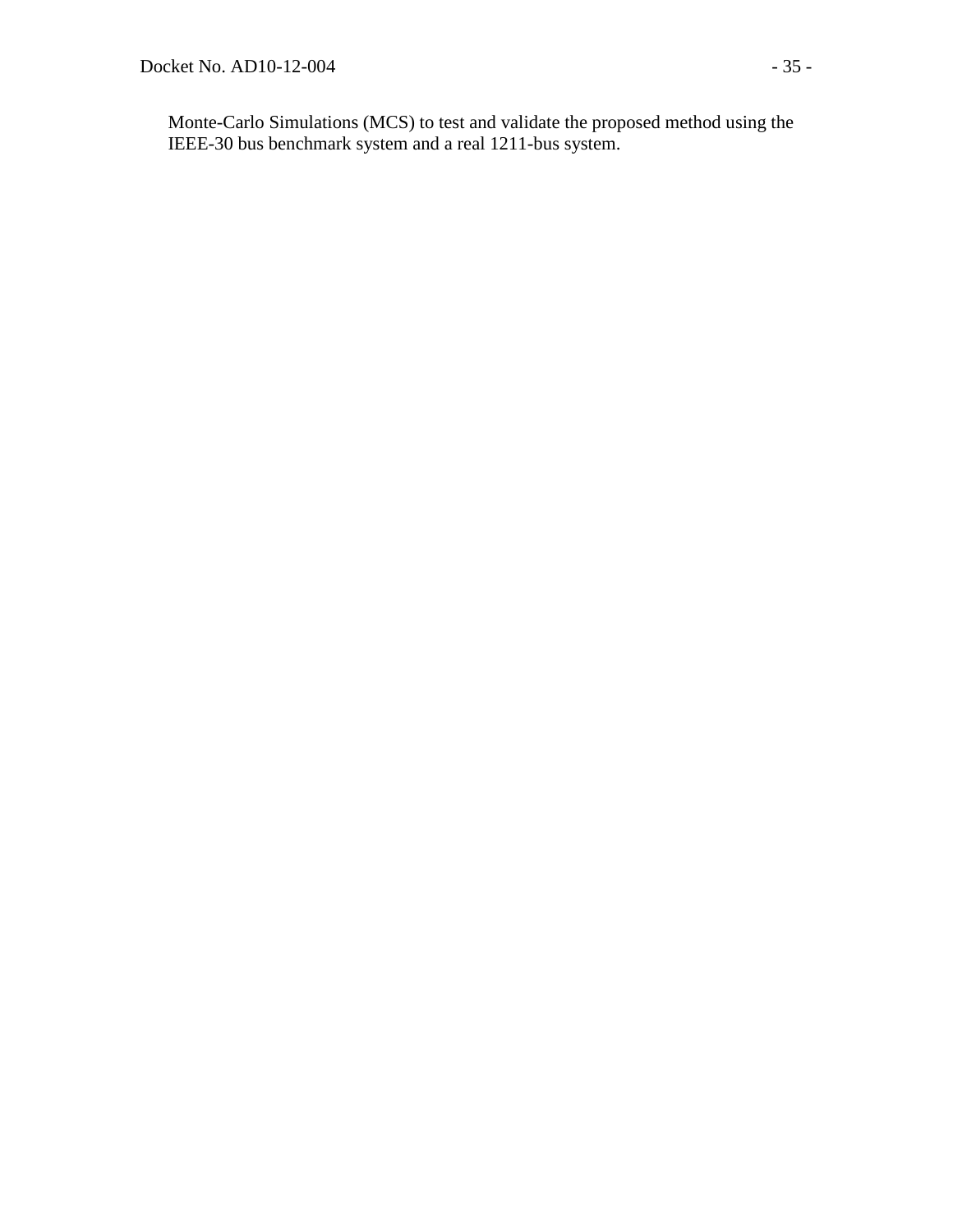Monte-Carlo Simulations (MCS) to test and validate the proposed method using the IEEE-30 bus benchmark system and a real 1211-bus system.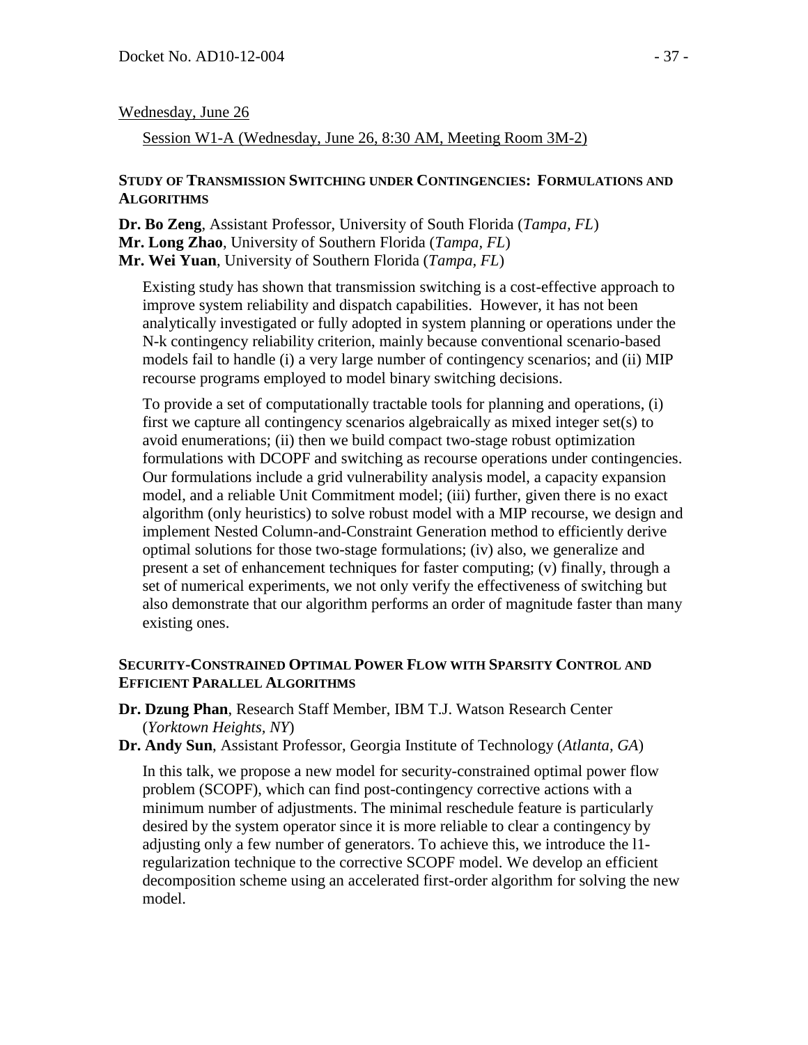Wednesday, June 26

Session W1-A (Wednesday, June 26, 8:30 AM, Meeting Room 3M-2)

### STUDY OF TRANSMISSION SWITCHING UNDER CONTINGENCIES: FORMULATIONS AND ALGORITHMS

**Dr. Bo Zeng**, Assistant Professor, University of South Florida (*Tampa, FL*)
**Mr. Long Zhao**, University of Southern Florida (*Tampa, FL*)
**Mr. Wei Yuan**, University of Southern Florida (*Tampa, FL*)

Existing study has shown that transmission switching is a cost-effective approach to improve system reliability and dispatch capabilities. However, it has not been analytically investigated or fully adopted in system planning or operations under the N-k contingency reliability criterion, mainly because conventional scenario-based models fail to handle (i) a very large number of contingency scenarios; and (ii) MIP recourse programs employed to model binary switching decisions.

To provide a set of computationally tractable tools for planning and operations, (i) first we capture all contingency scenarios algebraically as mixed integer set(s) to avoid enumerations; (ii) then we build compact two-stage robust optimization formulations with DCOPF and switching as recourse operations under contingencies. Our formulations include a grid vulnerability analysis model, a capacity expansion model, and a reliable Unit Commitment model; (iii) further, given there is no exact algorithm (only heuristics) to solve robust model with a MIP recourse, we design and implement Nested Column-and-Constraint Generation method to efficiently derive optimal solutions for those two-stage formulations; (iv) also, we generalize and present a set of enhancement techniques for faster computing; (v) finally, through a set of numerical experiments, we not only verify the effectiveness of switching but also demonstrate that our algorithm performs an order of magnitude faster than many existing ones.

### SECURITY-CONSTRAINED OPTIMAL POWER FLOW WITH SPARSITY CONTROL AND EFFICIENT PARALLEL ALGORITHMS

**Dr. Dzung Phan**, Research Staff Member, IBM T.J. Watson Research Center (*Yorktown Heights, NY*)
**Dr. Andy Sun**, Assistant Professor, Georgia Institute of Technology (*Atlanta, GA*)

In this talk, we propose a new model for security-constrained optimal power flow problem (SCOPF), which can find post-contingency corrective actions with a minimum number of adjustments. The minimal reschedule feature is particularly desired by the system operator since it is more reliable to clear a contingency by adjusting only a few number of generators. To achieve this, we introduce the l1-regularization technique to the corrective SCOPF model. We develop an efficient decomposition scheme using an accelerated first-order algorithm for solving the new model.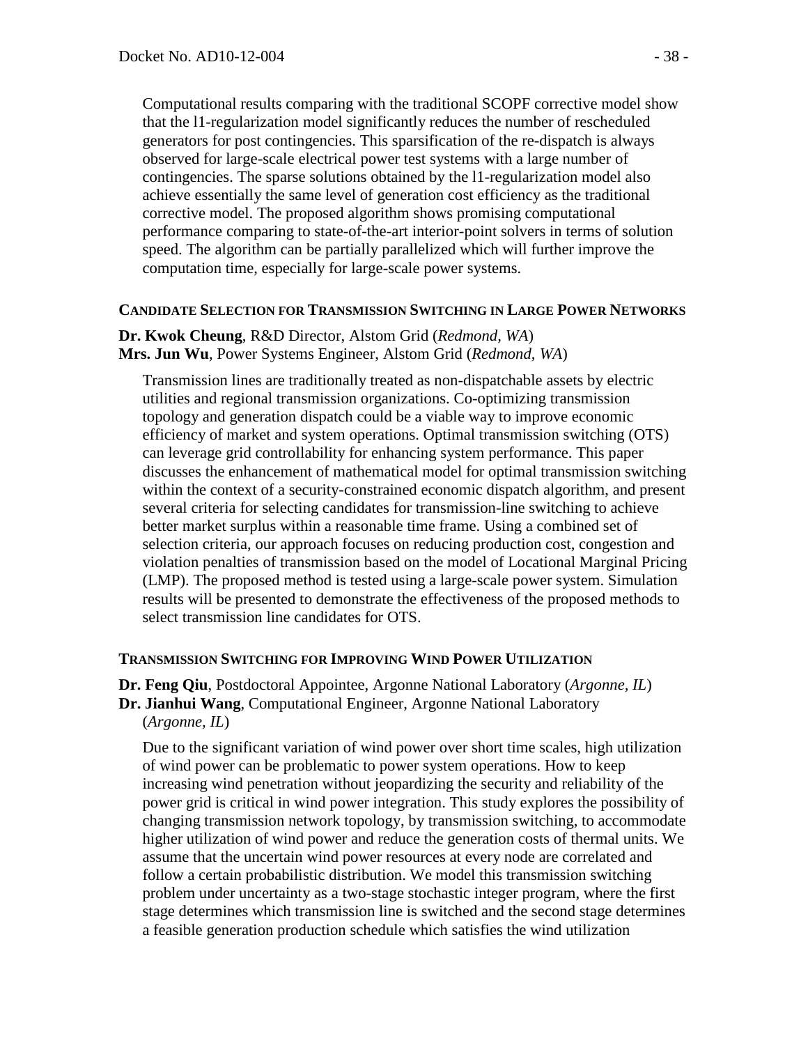Computational results comparing with the traditional SCOPF corrective model show that the l1-regularization model significantly reduces the number of rescheduled generators for post contingencies. This sparsification of the re-dispatch is always observed for large-scale electrical power test systems with a large number of contingencies. The sparse solutions obtained by the l1-regularization model also achieve essentially the same level of generation cost efficiency as the traditional corrective model. The proposed algorithm shows promising computational performance comparing to state-of-the-art interior-point solvers in terms of solution speed. The algorithm can be partially parallelized which will further improve the computation time, especially for large-scale power systems.

### Candidate Selection for Transmission Switching in Large Power Networks

**Dr. Kwok Cheung**, R&D Director, Alstom Grid (*Redmond, WA*)
**Mrs. Jun Wu**, Power Systems Engineer, Alstom Grid (*Redmond, WA*)

Transmission lines are traditionally treated as non-dispatchable assets by electric utilities and regional transmission organizations. Co-optimizing transmission topology and generation dispatch could be a viable way to improve economic efficiency of market and system operations. Optimal transmission switching (OTS) can leverage grid controllability for enhancing system performance. This paper discusses the enhancement of mathematical model for optimal transmission switching within the context of a security-constrained economic dispatch algorithm, and present several criteria for selecting candidates for transmission-line switching to achieve better market surplus within a reasonable time frame. Using a combined set of selection criteria, our approach focuses on reducing production cost, congestion and violation penalties of transmission based on the model of Locational Marginal Pricing (LMP). The proposed method is tested using a large-scale power system. Simulation results will be presented to demonstrate the effectiveness of the proposed methods to select transmission line candidates for OTS.

### Transmission Switching for Improving Wind Power Utilization

**Dr. Feng Qiu**, Postdoctoral Appointee, Argonne National Laboratory (*Argonne, IL*)
**Dr. Jianhui Wang**, Computational Engineer, Argonne National Laboratory (*Argonne, IL*)

Due to the significant variation of wind power over short time scales, high utilization of wind power can be problematic to power system operations. How to keep increasing wind penetration without jeopardizing the security and reliability of the power grid is critical in wind power integration. This study explores the possibility of changing transmission network topology, by transmission switching, to accommodate higher utilization of wind power and reduce the generation costs of thermal units. We assume that the uncertain wind power resources at every node are correlated and follow a certain probabilistic distribution. We model this transmission switching problem under uncertainty as a two-stage stochastic integer program, where the first stage determines which transmission line is switched and the second stage determines a feasible generation production schedule which satisfies the wind utilization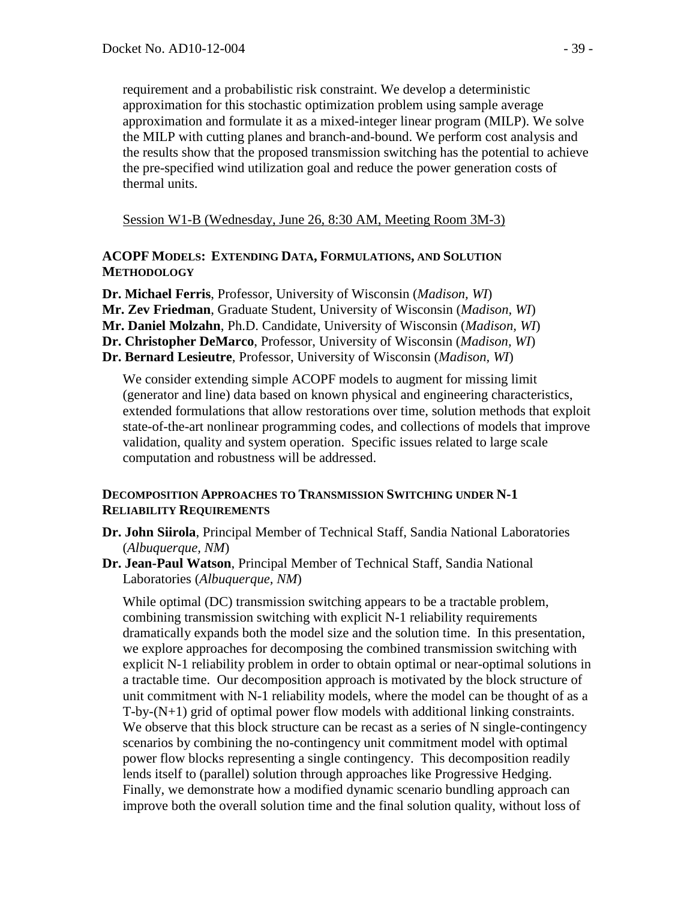requirement and a probabilistic risk constraint. We develop a deterministic approximation for this stochastic optimization problem using sample average approximation and formulate it as a mixed-integer linear program (MILP). We solve the MILP with cutting planes and branch-and-bound. We perform cost analysis and the results show that the proposed transmission switching has the potential to achieve the pre-specified wind utilization goal and reduce the power generation costs of thermal units.

Session W1-B (Wednesday, June 26, 8:30 AM, Meeting Room 3M-3)

### ACOPF Models: Extending Data, Formulations, and Solution Methodology

**Dr. Michael Ferris**, Professor, University of Wisconsin (*Madison, WI*)
**Mr. Zev Friedman**, Graduate Student, University of Wisconsin (*Madison, WI*)
**Mr. Daniel Molzahn**, Ph.D. Candidate, University of Wisconsin (*Madison, WI*)
**Dr. Christopher DeMarco**, Professor, University of Wisconsin (*Madison, WI*)
**Dr. Bernard Lesieutre**, Professor, University of Wisconsin (*Madison, WI*)

We consider extending simple ACOPF models to augment for missing limit (generator and line) data based on known physical and engineering characteristics, extended formulations that allow restorations over time, solution methods that exploit state-of-the-art nonlinear programming codes, and collections of models that improve validation, quality and system operation. Specific issues related to large scale computation and robustness will be addressed.

### Decomposition Approaches to Transmission Switching under N-1 Reliability Requirements

**Dr. John Siirola**, Principal Member of Technical Staff, Sandia National Laboratories (*Albuquerque, NM*)
**Dr. Jean-Paul Watson**, Principal Member of Technical Staff, Sandia National Laboratories (*Albuquerque, NM*)

While optimal (DC) transmission switching appears to be a tractable problem, combining transmission switching with explicit N-1 reliability requirements dramatically expands both the model size and the solution time. In this presentation, we explore approaches for decomposing the combined transmission switching with explicit N-1 reliability problem in order to obtain optimal or near-optimal solutions in a tractable time. Our decomposition approach is motivated by the block structure of unit commitment with N-1 reliability models, where the model can be thought of as a T-by-(N+1) grid of optimal power flow models with additional linking constraints. We observe that this block structure can be recast as a series of N single-contingency scenarios by combining the no-contingency unit commitment model with optimal power flow blocks representing a single contingency. This decomposition readily lends itself to (parallel) solution through approaches like Progressive Hedging. Finally, we demonstrate how a modified dynamic scenario bundling approach can improve both the overall solution time and the final solution quality, without loss of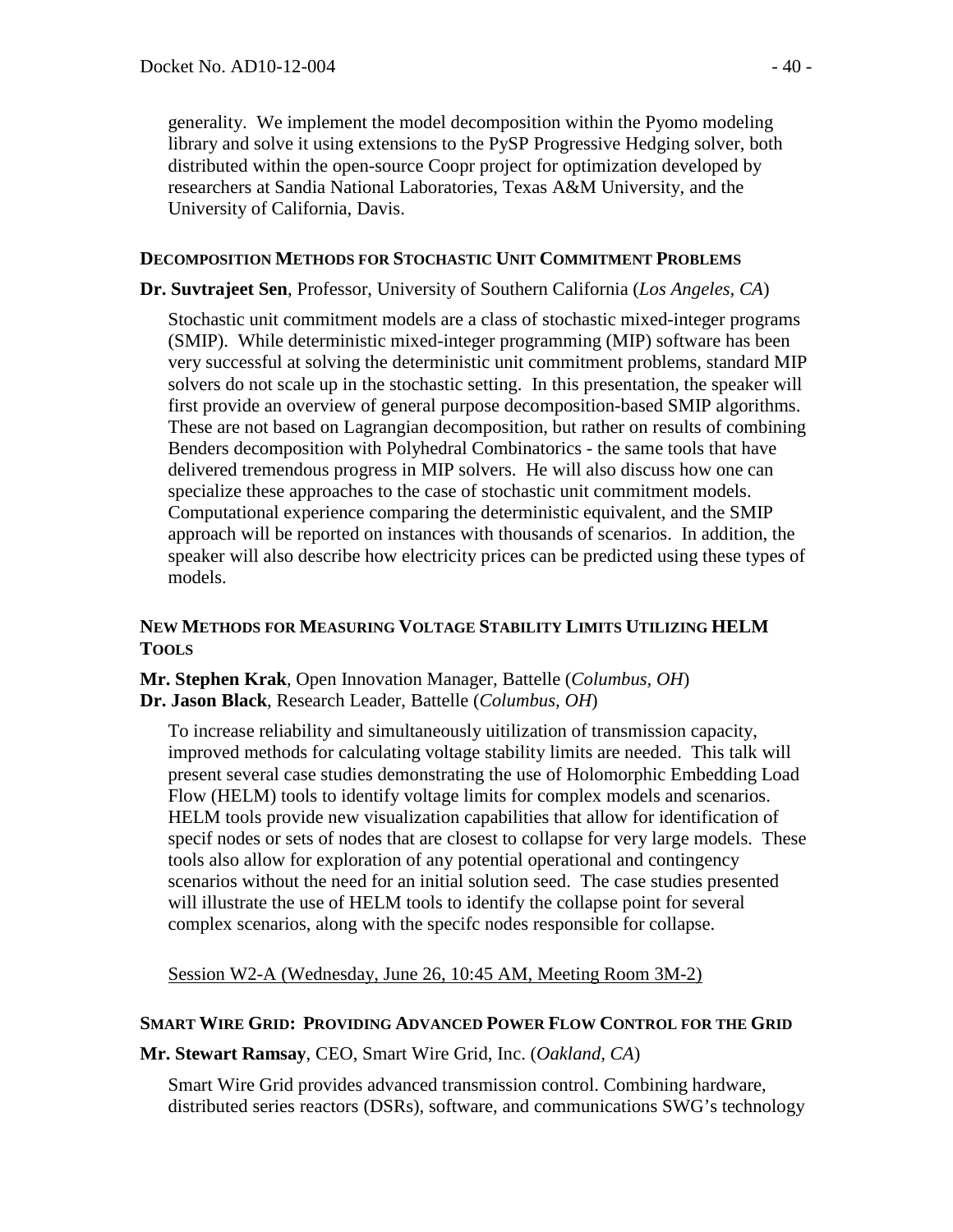generality. We implement the model decomposition within the Pyomo modeling library and solve it using extensions to the PySP Progressive Hedging solver, both distributed within the open-source Coopr project for optimization developed by researchers at Sandia National Laboratories, Texas A&M University, and the University of California, Davis.

**DECOMPOSITION METHODS FOR STOCHASTIC UNIT COMMITMENT PROBLEMS**

**Dr. Suvtrajeet Sen**, Professor, University of Southern California (*Los Angeles, CA*)

Stochastic unit commitment models are a class of stochastic mixed-integer programs (SMIP). While deterministic mixed-integer programming (MIP) software has been very successful at solving the deterministic unit commitment problems, standard MIP solvers do not scale up in the stochastic setting. In this presentation, the speaker will first provide an overview of general purpose decomposition-based SMIP algorithms. These are not based on Lagrangian decomposition, but rather on results of combining Benders decomposition with Polyhedral Combinatorics - the same tools that have delivered tremendous progress in MIP solvers. He will also discuss how one can specialize these approaches to the case of stochastic unit commitment models. Computational experience comparing the deterministic equivalent, and the SMIP approach will be reported on instances with thousands of scenarios. In addition, the speaker will also describe how electricity prices can be predicted using these types of models.

**NEW METHODS FOR MEASURING VOLTAGE STABILITY LIMITS UTILIZING HELM TOOLS**

**Mr. Stephen Krak**, Open Innovation Manager, Battelle (*Columbus, OH*)
**Dr. Jason Black**, Research Leader, Battelle (*Columbus, OH*)

To increase reliability and simultaneously uitilization of transmission capacity, improved methods for calculating voltage stability limits are needed. This talk will present several case studies demonstrating the use of Holomorphic Embedding Load Flow (HELM) tools to identify voltage limits for complex models and scenarios. HELM tools provide new visualization capabilities that allow for identification of specif nodes or sets of nodes that are closest to collapse for very large models. These tools also allow for exploration of any potential operational and contingency scenarios without the need for an initial solution seed. The case studies presented will illustrate the use of HELM tools to identify the collapse point for several complex scenarios, along with the specifc nodes responsible for collapse.

Session W2-A (Wednesday, June 26, 10:45 AM, Meeting Room 3M-2)

**SMART WIRE GRID: PROVIDING ADVANCED POWER FLOW CONTROL FOR THE GRID**

**Mr. Stewart Ramsay**, CEO, Smart Wire Grid, Inc. (*Oakland, CA*)

Smart Wire Grid provides advanced transmission control. Combining hardware, distributed series reactors (DSRs), software, and communications SWG's technology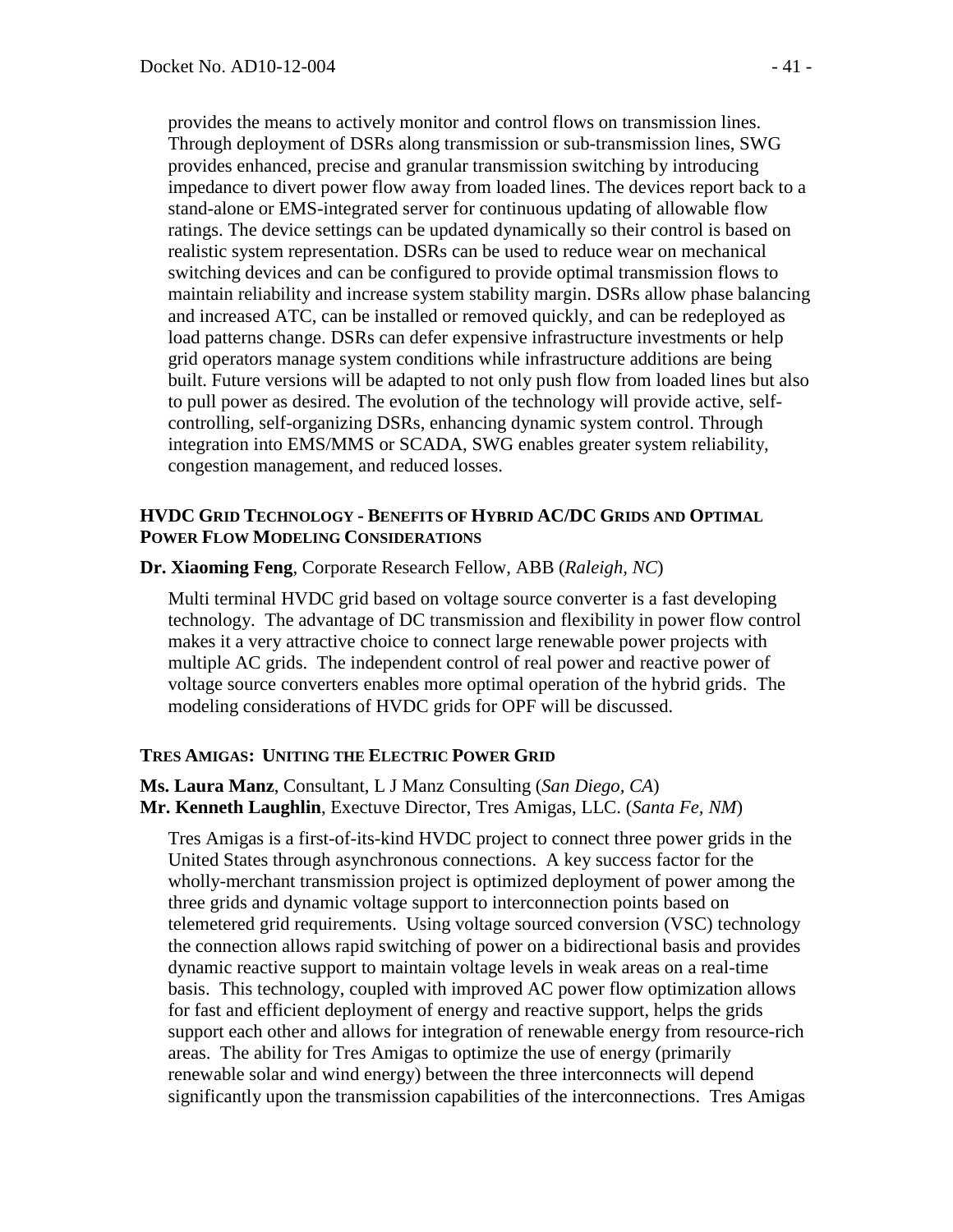provides the means to actively monitor and control flows on transmission lines. Through deployment of DSRs along transmission or sub-transmission lines, SWG provides enhanced, precise and granular transmission switching by introducing impedance to divert power flow away from loaded lines. The devices report back to a stand-alone or EMS-integrated server for continuous updating of allowable flow ratings. The device settings can be updated dynamically so their control is based on realistic system representation. DSRs can be used to reduce wear on mechanical switching devices and can be configured to provide optimal transmission flows to maintain reliability and increase system stability margin. DSRs allow phase balancing and increased ATC, can be installed or removed quickly, and can be redeployed as load patterns change. DSRs can defer expensive infrastructure investments or help grid operators manage system conditions while infrastructure additions are being built. Future versions will be adapted to not only push flow from loaded lines but also to pull power as desired. The evolution of the technology will provide active, self-controlling, self-organizing DSRs, enhancing dynamic system control. Through integration into EMS/MMS or SCADA, SWG enables greater system reliability, congestion management, and reduced losses.

### HVDC Grid Technology - Benefits of Hybrid AC/DC Grids and Optimal Power Flow Modeling Considerations

**Dr. Xiaoming Feng**, Corporate Research Fellow, ABB (*Raleigh, NC*)

Multi terminal HVDC grid based on voltage source converter is a fast developing technology. The advantage of DC transmission and flexibility in power flow control makes it a very attractive choice to connect large renewable power projects with multiple AC grids. The independent control of real power and reactive power of voltage source converters enables more optimal operation of the hybrid grids. The modeling considerations of HVDC grids for OPF will be discussed.

### Tres Amigas: Uniting the Electric Power Grid

**Ms. Laura Manz**, Consultant, L J Manz Consulting (*San Diego, CA*)
**Mr. Kenneth Laughlin**, Exectuve Director, Tres Amigas, LLC. (*Santa Fe, NM*)

Tres Amigas is a first-of-its-kind HVDC project to connect three power grids in the United States through asynchronous connections. A key success factor for the wholly-merchant transmission project is optimized deployment of power among the three grids and dynamic voltage support to interconnection points based on telemetered grid requirements. Using voltage sourced conversion (VSC) technology the connection allows rapid switching of power on a bidirectional basis and provides dynamic reactive support to maintain voltage levels in weak areas on a real-time basis. This technology, coupled with improved AC power flow optimization allows for fast and efficient deployment of energy and reactive support, helps the grids support each other and allows for integration of renewable energy from resource-rich areas. The ability for Tres Amigas to optimize the use of energy (primarily renewable solar and wind energy) between the three interconnects will depend significantly upon the transmission capabilities of the interconnections. Tres Amigas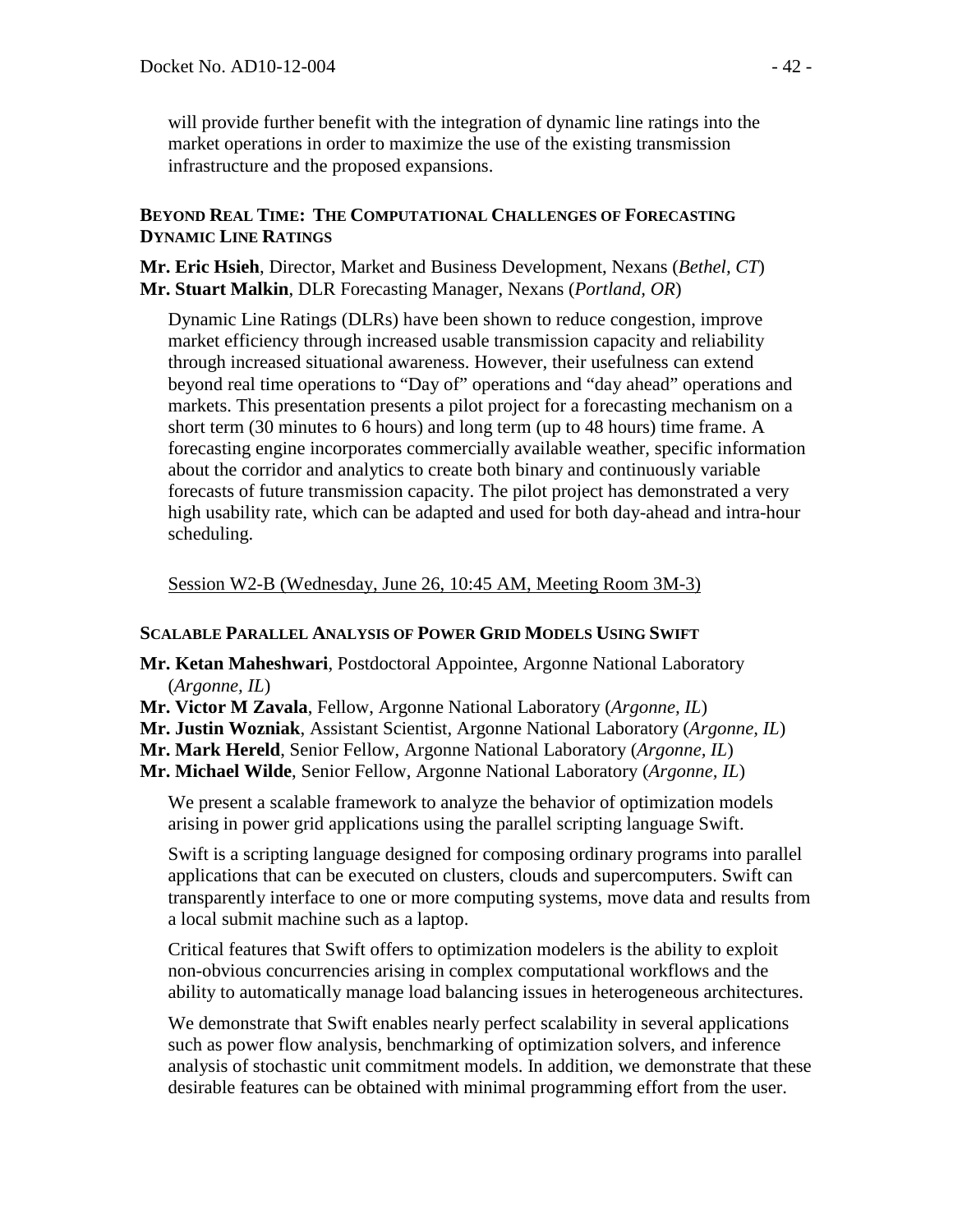will provide further benefit with the integration of dynamic line ratings into the market operations in order to maximize the use of the existing transmission infrastructure and the proposed expansions.

### Beyond Real Time: The Computational Challenges of Forecasting Dynamic Line Ratings

**Mr. Eric Hsieh**, Director, Market and Business Development, Nexans (*Bethel, CT*)
**Mr. Stuart Malkin**, DLR Forecasting Manager, Nexans (*Portland, OR*)

Dynamic Line Ratings (DLRs) have been shown to reduce congestion, improve market efficiency through increased usable transmission capacity and reliability through increased situational awareness. However, their usefulness can extend beyond real time operations to "Day of" operations and "day ahead" operations and markets. This presentation presents a pilot project for a forecasting mechanism on a short term (30 minutes to 6 hours) and long term (up to 48 hours) time frame. A forecasting engine incorporates commercially available weather, specific information about the corridor and analytics to create both binary and continuously variable forecasts of future transmission capacity. The pilot project has demonstrated a very high usability rate, which can be adapted and used for both day-ahead and intra-hour scheduling.

<u>Session W2-B (Wednesday, June 26, 10:45 AM, Meeting Room 3M-3)</u>

### Scalable Parallel Analysis of Power Grid Models Using Swift

**Mr. Ketan Maheshwari**, Postdoctoral Appointee, Argonne National Laboratory (*Argonne, IL*)
**Mr. Victor M Zavala**, Fellow, Argonne National Laboratory (*Argonne, IL*)
**Mr. Justin Wozniak**, Assistant Scientist, Argonne National Laboratory (*Argonne, IL*)
**Mr. Mark Hereld**, Senior Fellow, Argonne National Laboratory (*Argonne, IL*)
**Mr. Michael Wilde**, Senior Fellow, Argonne National Laboratory (*Argonne, IL*)

We present a scalable framework to analyze the behavior of optimization models arising in power grid applications using the parallel scripting language Swift.

Swift is a scripting language designed for composing ordinary programs into parallel applications that can be executed on clusters, clouds and supercomputers. Swift can transparently interface to one or more computing systems, move data and results from a local submit machine such as a laptop.

Critical features that Swift offers to optimization modelers is the ability to exploit non-obvious concurrencies arising in complex computational workflows and the ability to automatically manage load balancing issues in heterogeneous architectures.

We demonstrate that Swift enables nearly perfect scalability in several applications such as power flow analysis, benchmarking of optimization solvers, and inference analysis of stochastic unit commitment models. In addition, we demonstrate that these desirable features can be obtained with minimal programming effort from the user.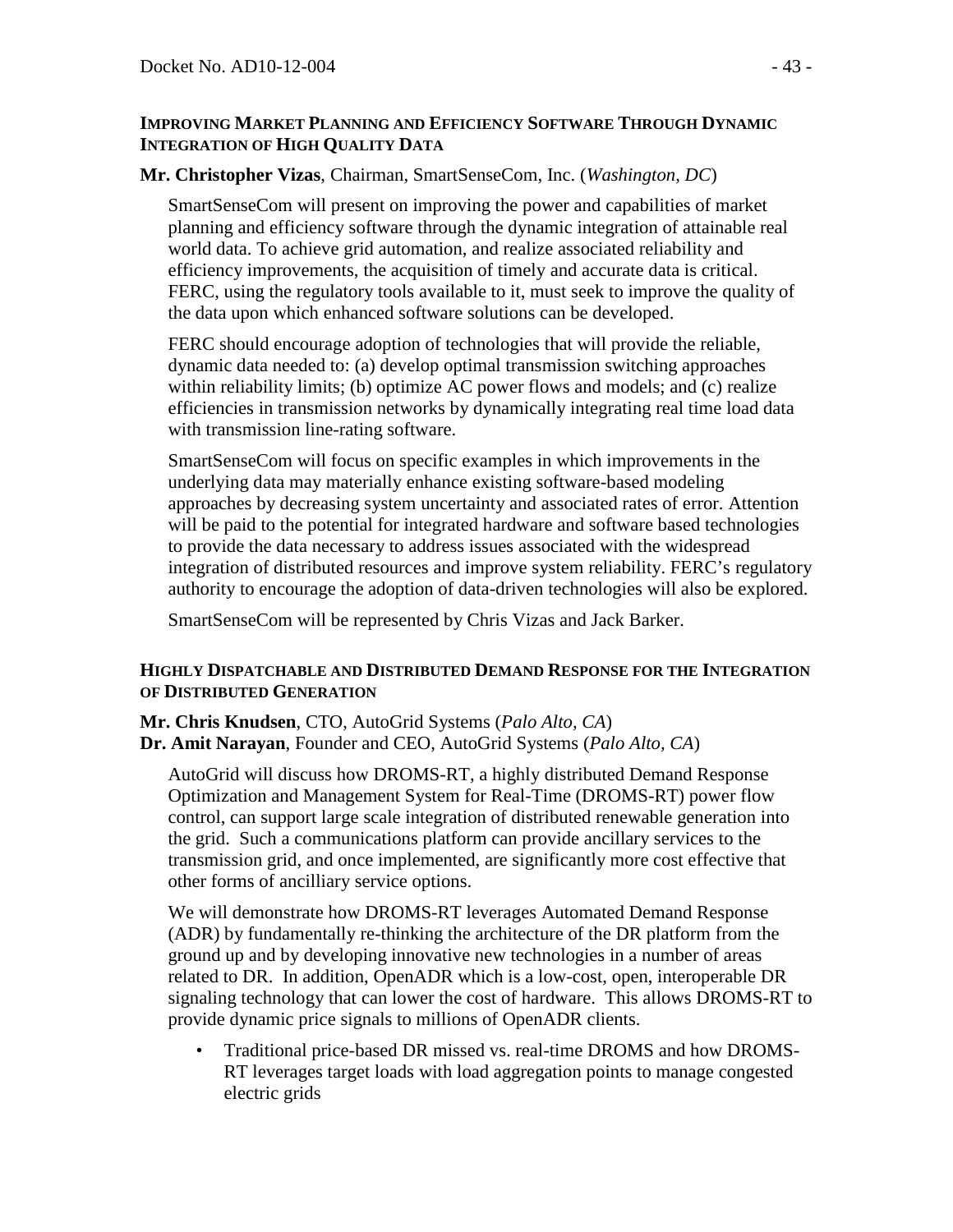### Improving Market Planning and Efficiency Software Through Dynamic Integration of High Quality Data

**Mr. Christopher Vizas**, Chairman, SmartSenseCom, Inc. (*Washington, DC*)

SmartSenseCom will present on improving the power and capabilities of market planning and efficiency software through the dynamic integration of attainable real world data. To achieve grid automation, and realize associated reliability and efficiency improvements, the acquisition of timely and accurate data is critical. FERC, using the regulatory tools available to it, must seek to improve the quality of the data upon which enhanced software solutions can be developed.

FERC should encourage adoption of technologies that will provide the reliable, dynamic data needed to: (a) develop optimal transmission switching approaches within reliability limits; (b) optimize AC power flows and models; and (c) realize efficiencies in transmission networks by dynamically integrating real time load data with transmission line-rating software.

SmartSenseCom will focus on specific examples in which improvements in the underlying data may materially enhance existing software-based modeling approaches by decreasing system uncertainty and associated rates of error. Attention will be paid to the potential for integrated hardware and software based technologies to provide the data necessary to address issues associated with the widespread integration of distributed resources and improve system reliability. FERC's regulatory authority to encourage the adoption of data-driven technologies will also be explored.

SmartSenseCom will be represented by Chris Vizas and Jack Barker.

### Highly Dispatchable and Distributed Demand Response for the Integration of Distributed Generation

**Mr. Chris Knudsen**, CTO, AutoGrid Systems (*Palo Alto, CA*)
**Dr. Amit Narayan**, Founder and CEO, AutoGrid Systems (*Palo Alto, CA*)

AutoGrid will discuss how DROMS-RT, a highly distributed Demand Response Optimization and Management System for Real-Time (DROMS-RT) power flow control, can support large scale integration of distributed renewable generation into the grid. Such a communications platform can provide ancillary services to the transmission grid, and once implemented, are significantly more cost effective that other forms of ancilliary service options.

We will demonstrate how DROMS-RT leverages Automated Demand Response (ADR) by fundamentally re-thinking the architecture of the DR platform from the ground up and by developing innovative new technologies in a number of areas related to DR. In addition, OpenADR which is a low-cost, open, interoperable DR signaling technology that can lower the cost of hardware. This allows DROMS-RT to provide dynamic price signals to millions of OpenADR clients.

- Traditional price-based DR missed vs. real-time DROMS and how DROMS-RT leverages target loads with load aggregation points to manage congested electric grids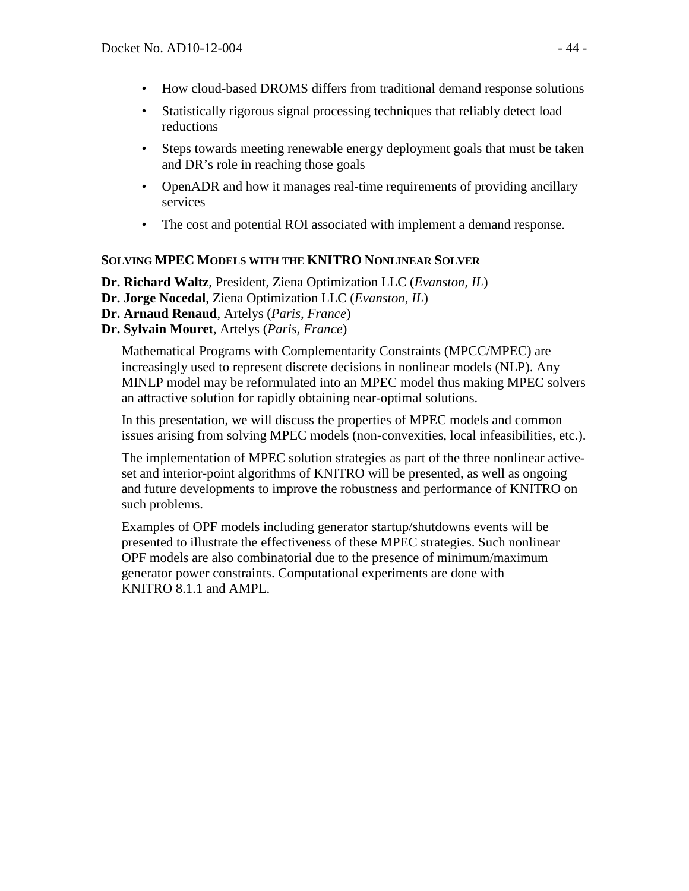- How cloud-based DROMS differs from traditional demand response solutions
- Statistically rigorous signal processing techniques that reliably detect load reductions
- Steps towards meeting renewable energy deployment goals that must be taken and DR's role in reaching those goals
- OpenADR and how it manages real-time requirements of providing ancillary services
- The cost and potential ROI associated with implement a demand response.

### SOLVING MPEC MODELS WITH THE KNITRO NONLINEAR SOLVER

**Dr. Richard Waltz**, President, Ziena Optimization LLC (*Evanston, IL*)
**Dr. Jorge Nocedal**, Ziena Optimization LLC (*Evanston, IL*)
**Dr. Arnaud Renaud**, Artelys (*Paris, France*)
**Dr. Sylvain Mouret**, Artelys (*Paris, France*)

Mathematical Programs with Complementarity Constraints (MPCC/MPEC) are increasingly used to represent discrete decisions in nonlinear models (NLP). Any MINLP model may be reformulated into an MPEC model thus making MPEC solvers an attractive solution for rapidly obtaining near-optimal solutions.

In this presentation, we will discuss the properties of MPEC models and common issues arising from solving MPEC models (non-convexities, local infeasibilities, etc.).

The implementation of MPEC solution strategies as part of the three nonlinear active-set and interior-point algorithms of KNITRO will be presented, as well as ongoing and future developments to improve the robustness and performance of KNITRO on such problems.

Examples of OPF models including generator startup/shutdowns events will be presented to illustrate the effectiveness of these MPEC strategies. Such nonlinear OPF models are also combinatorial due to the presence of minimum/maximum generator power constraints. Computational experiments are done with KNITRO 8.1.1 and AMPL.